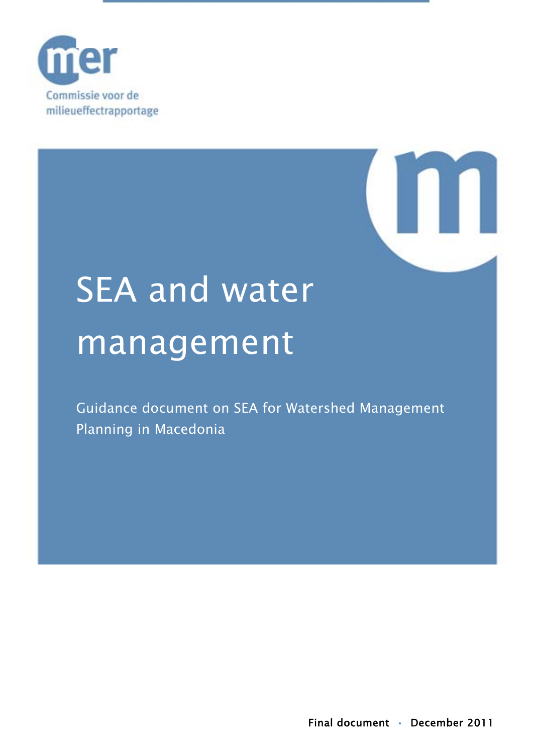Commissie voor de milieueffectrapportage

# SEA and water management

Guidance document on SEA for Watershed Management Planning in Macedonia

Final document · December 2011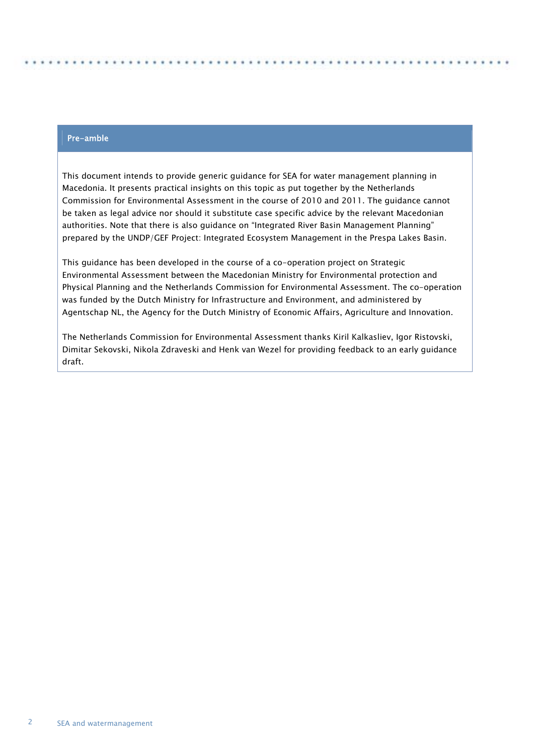## Pre-amble

This document intends to provide generic guidance for SEA for water management planning in Macedonia. It presents practical insights on this topic as put together by the Netherlands Commission for Environmental Assessment in the course of 2010 and 2011. The guidance cannot be taken as legal advice nor should it substitute case specific advice by the relevant Macedonian authorities. Note that there is also guidance on "Integrated River Basin Management Planning" prepared by the UNDP/GEF Project: Integrated Ecosystem Management in the Prespa Lakes Basin.

This guidance has been developed in the course of a co-operation project on Strategic Environmental Assessment between the Macedonian Ministry for Environmental protection and Physical Planning and the Netherlands Commission for Environmental Assessment. The co-operation was funded by the Dutch Ministry for Infrastructure and Environment, and administered by Agentschap NL, the Agency for the Dutch Ministry of Economic Affairs, Agriculture and Innovation.

The Netherlands Commission for Environmental Assessment thanks Kiril Kalkasliev, Igor Ristovski, Dimitar Sekovski, Nikola Zdraveski and Henk van Wezel for providing feedback to an early guidance draft.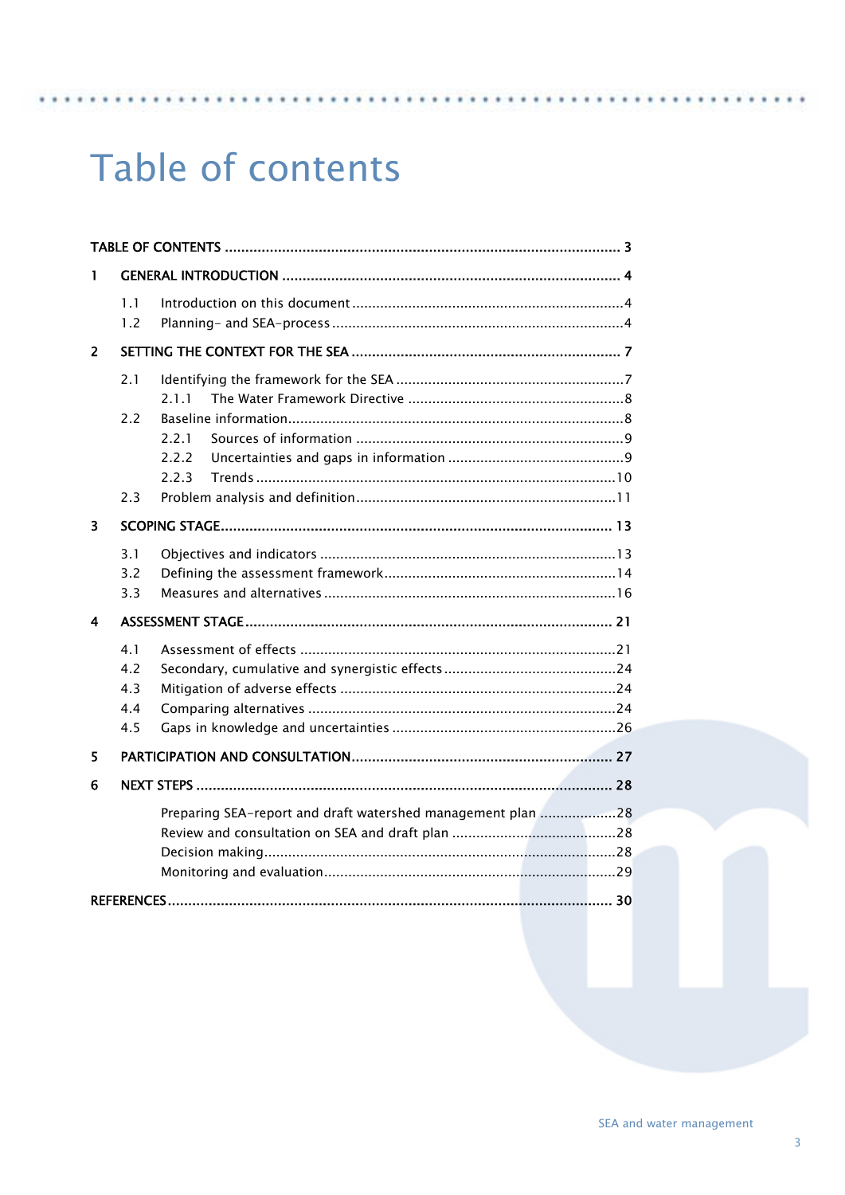# Table of contents

TABLE OF CONTENTS ..... 3

1 GENERAL INTRODUCTION ..... 4

- 1.1 Introduction on this document ..... 4
- 1.2 Planning- and SEA-process ..... 4

2 SETTING THE CONTEXT FOR THE SEA ..... 7

- 2.1 Identifying the framework for the SEA ..... 7
  - 2.1.1 The Water Framework Directive ..... 8
- 2.2 Baseline information ..... 8
  - 2.2.1 Sources of information ..... 9
  - 2.2.2 Uncertainties and gaps in information ..... 9
  - 2.2.3 Trends ..... 10
- 2.3 Problem analysis and definition ..... 11

3 SCOPING STAGE ..... 13

- 3.1 Objectives and indicators ..... 13
- 3.2 Defining the assessment framework ..... 14
- 3.3 Measures and alternatives ..... 16

4 ASSESSMENT STAGE ..... 21

- 4.1 Assessment of effects ..... 21
- 4.2 Secondary, cumulative and synergistic effects ..... 24
- 4.3 Mitigation of adverse effects ..... 24
- 4.4 Comparing alternatives ..... 24
- 4.5 Gaps in knowledge and uncertainties ..... 26

5 PARTICIPATION AND CONSULTATION ..... 27

6 NEXT STEPS ..... 28

- Preparing SEA-report and draft watershed management plan ..... 28
- Review and consultation on SEA and draft plan ..... 28
- Decision making ..... 28
- Monitoring and evaluation ..... 29

REFERENCES ..... 30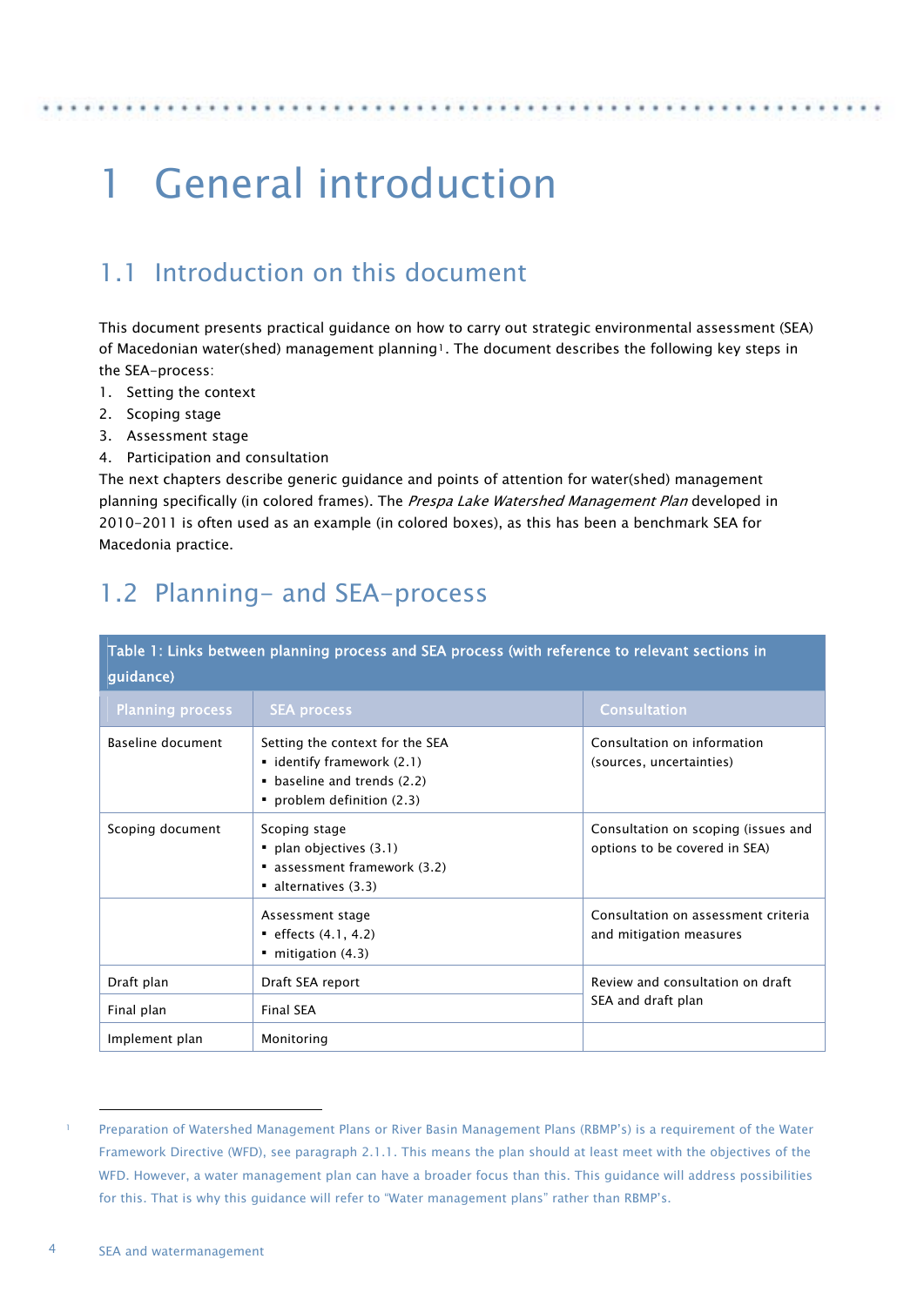# 1 General introduction

## 1.1 Introduction on this document

This document presents practical guidance on how to carry out strategic environmental assessment (SEA) of Macedonian water(shed) management planning[1]. The document describes the following key steps in the SEA-process:

1. Setting the context
2. Scoping stage
3. Assessment stage
4. Participation and consultation

The next chapters describe generic guidance and points of attention for water(shed) management planning specifically (in colored frames). The *Prespa Lake Watershed Management Plan* developed in 2010-2011 is often used as an example (in colored boxes), as this has been a benchmark SEA for Macedonia practice.

## 1.2 Planning- and SEA-process

Table 1: Links between planning process and SEA process (with reference to relevant sections in guidance)

| Planning process | SEA process | Consultation |
|---|---|---|
| Baseline document | Setting the context for the SEA<br>▪ identify framework (2.1)<br>▪ baseline and trends (2.2)<br>▪ problem definition (2.3) | Consultation on information (sources, uncertainties) |
| Scoping document | Scoping stage<br>▪ plan objectives (3.1)<br>▪ assessment framework (3.2)<br>▪ alternatives (3.3) | Consultation on scoping (issues and options to be covered in SEA) |
| | Assessment stage<br>▪ effects (4.1, 4.2)<br>▪ mitigation (4.3) | Consultation on assessment criteria and mitigation measures |
| Draft plan | Draft SEA report | Review and consultation on draft SEA and draft plan |
| Final plan | Final SEA | |
| Implement plan | Monitoring | |

[1] Preparation of Watershed Management Plans or River Basin Management Plans (RBMP's) is a requirement of the Water Framework Directive (WFD), see paragraph 2.1.1. This means the plan should at least meet with the objectives of the WFD. However, a water management plan can have a broader focus than this. This guidance will address possibilities for this. That is why this guidance will refer to "Water management plans" rather than RBMP's.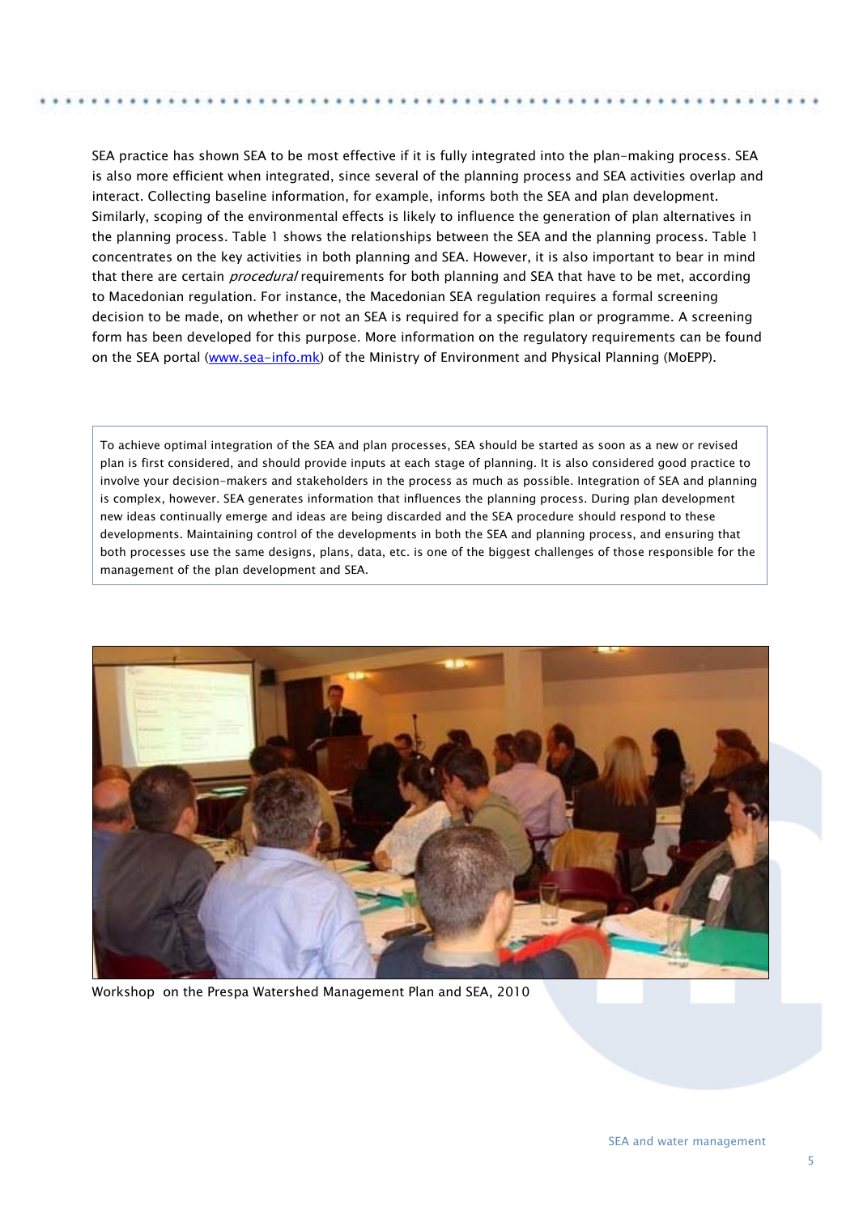SEA practice has shown SEA to be most effective if it is fully integrated into the plan-making process. SEA is also more efficient when integrated, since several of the planning process and SEA activities overlap and interact. Collecting baseline information, for example, informs both the SEA and plan development. Similarly, scoping of the environmental effects is likely to influence the generation of plan alternatives in the planning process. Table 1 shows the relationships between the SEA and the planning process. Table 1 concentrates on the key activities in both planning and SEA. However, it is also important to bear in mind that there are certain *procedural* requirements for both planning and SEA that have to be met, according to Macedonian regulation. For instance, the Macedonian SEA regulation requires a formal screening decision to be made, on whether or not an SEA is required for a specific plan or programme. A screening form has been developed for this purpose. More information on the regulatory requirements can be found on the SEA portal (www.sea-info.mk) of the Ministry of Environment and Physical Planning (MoEPP).

> To achieve optimal integration of the SEA and plan processes, SEA should be started as soon as a new or revised plan is first considered, and should provide inputs at each stage of planning. It is also considered good practice to involve your decision-makers and stakeholders in the process as much as possible. Integration of SEA and planning is complex, however. SEA generates information that influences the planning process. During plan development new ideas continually emerge and ideas are being discarded and the SEA procedure should respond to these developments. Maintaining control of the developments in both the SEA and planning process, and ensuring that both processes use the same designs, plans, data, etc. is one of the biggest challenges of those responsible for the management of the plan development and SEA.

Workshop on the Prespa Watershed Management Plan and SEA, 2010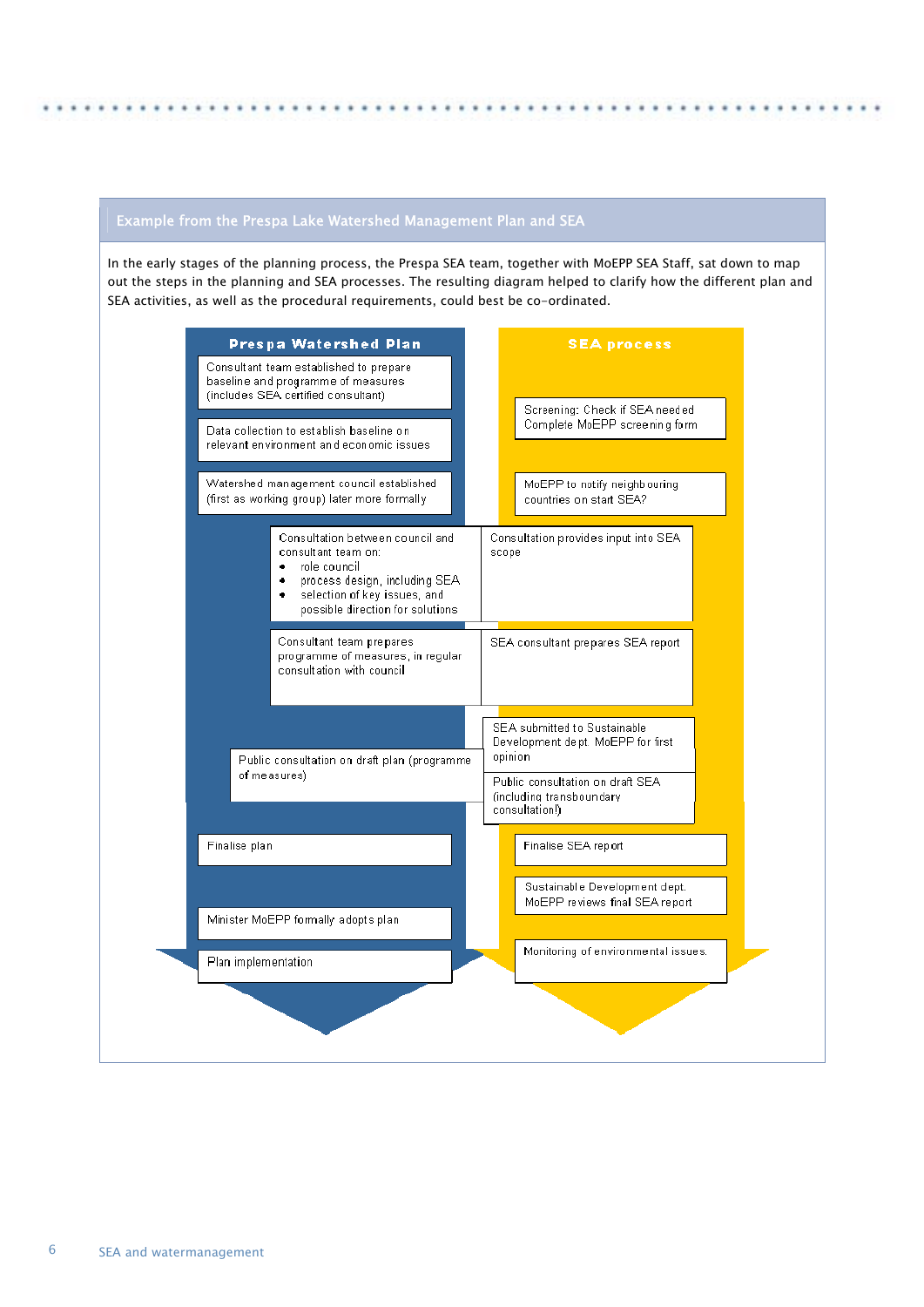## Example from the Prespa Lake Watershed Management Plan and SEA

In the early stages of the planning process, the Prespa SEA team, together with MoEPP SEA Staff, sat down to map out the steps in the planning and SEA processes. The resulting diagram helped to clarify how the different plan and SEA activities, as well as the procedural requirements, could best be co-ordinated.

| Prespa Watershed Plan | SEA process |
| --- | --- |
| Consultant team established to prepare baseline and programme of measures (includes SEA certified consultant) | |
| Data collection to establish baseline on relevant environment and economic issues | Screening: Check if SEA needed Complete MoEPP screening form |
| Watershed management council established (first as working group) later more formally | MoEPP to notify neighbouring countries on start SEA? |
| Consultation between council and consultant team on:<br>• role council<br>• process design, including SEA<br>• selection of key issues, and possible direction for solutions | Consultation provides input into SEA scope |
| Consultant team prepares programme of measures, in regular consultation with council | SEA consultant prepares SEA report |
| | SEA submitted to Sustainable Development dept. MoEPP for first opinion |
| Public consultation on draft plan (programme of measures) | Public consultation on draft SEA (including transboundary consultation!) |
| Finalise plan | Finalise SEA report |
| | Sustainable Development dept. MoEPP reviews final SEA report |
| Minister MoEPP formally adopts plan | |
| Plan implementation | Monitoring of environmental issues. |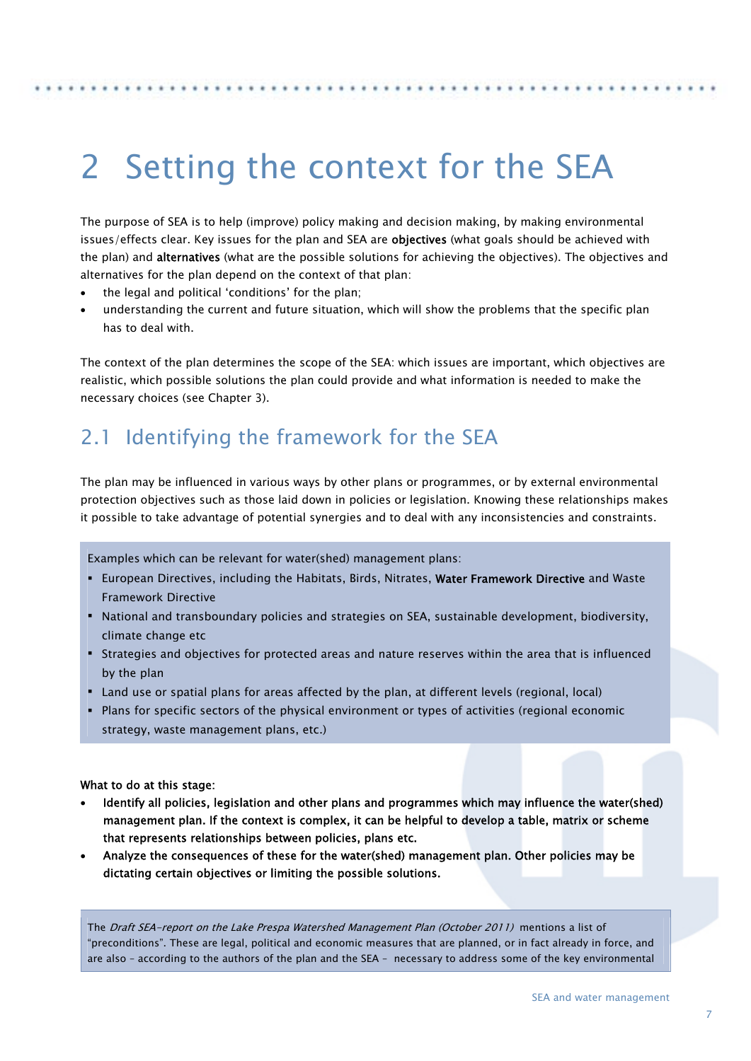# 2 Setting the context for the SEA

The purpose of SEA is to help (improve) policy making and decision making, by making environmental issues/effects clear. Key issues for the plan and SEA are **objectives** (what goals should be achieved with the plan) and **alternatives** (what are the possible solutions for achieving the objectives). The objectives and alternatives for the plan depend on the context of that plan:

- the legal and political 'conditions' for the plan;
- understanding the current and future situation, which will show the problems that the specific plan has to deal with.

The context of the plan determines the scope of the SEA: which issues are important, which objectives are realistic, which possible solutions the plan could provide and what information is needed to make the necessary choices (see Chapter 3).

## 2.1 Identifying the framework for the SEA

The plan may be influenced in various ways by other plans or programmes, or by external environmental protection objectives such as those laid down in policies or legislation. Knowing these relationships makes it possible to take advantage of potential synergies and to deal with any inconsistencies and constraints.

Examples which can be relevant for water(shed) management plans:

- European Directives, including the Habitats, Birds, Nitrates, **Water Framework Directive** and Waste Framework Directive
- National and transboundary policies and strategies on SEA, sustainable development, biodiversity, climate change etc
- Strategies and objectives for protected areas and nature reserves within the area that is influenced by the plan
- Land use or spatial plans for areas affected by the plan, at different levels (regional, local)
- Plans for specific sectors of the physical environment or types of activities (regional economic strategy, waste management plans, etc.)

**What to do at this stage:**

- **Identify all policies, legislation and other plans and programmes which may influence the water(shed) management plan. If the context is complex, it can be helpful to develop a table, matrix or scheme that represents relationships between policies, plans etc.**
- **Analyze the consequences of these for the water(shed) management plan. Other policies may be dictating certain objectives or limiting the possible solutions.**

The *Draft SEA-report on the Lake Prespa Watershed Management Plan (October 2011)* mentions a list of "preconditions". These are legal, political and economic measures that are planned, or in fact already in force, and are also – according to the authors of the plan and the SEA – necessary to address some of the key environmental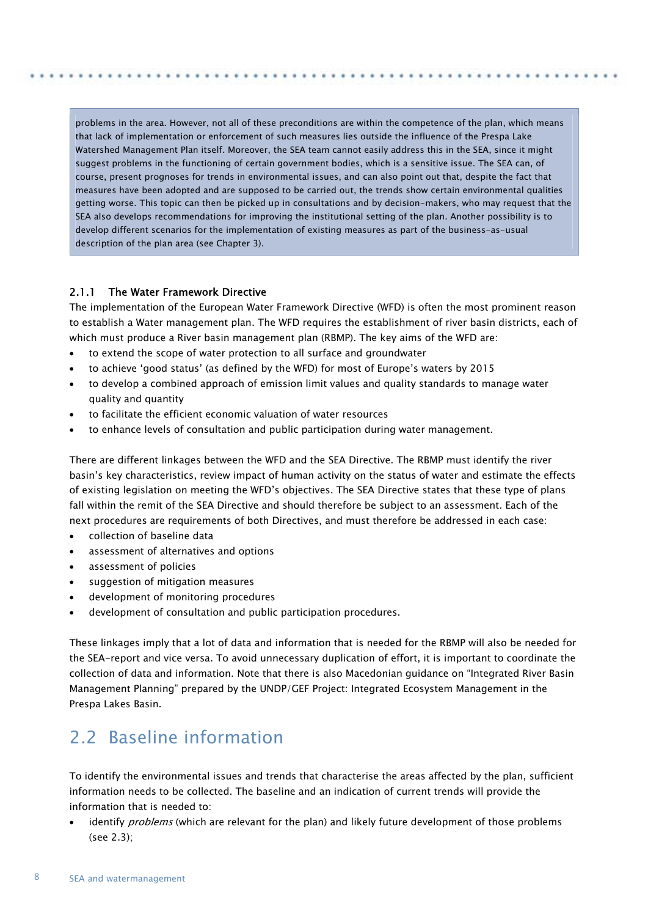problems in the area. However, not all of these preconditions are within the competence of the plan, which means that lack of implementation or enforcement of such measures lies outside the influence of the Prespa Lake Watershed Management Plan itself. Moreover, the SEA team cannot easily address this in the SEA, since it might suggest problems in the functioning of certain government bodies, which is a sensitive issue. The SEA can, of course, present prognoses for trends in environmental issues, and can also point out that, despite the fact that measures have been adopted and are supposed to be carried out, the trends show certain environmental qualities getting worse. This topic can then be picked up in consultations and by decision-makers, who may request that the SEA also develops recommendations for improving the institutional setting of the plan. Another possibility is to develop different scenarios for the implementation of existing measures as part of the business-as-usual description of the plan area (see Chapter 3).

### 2.1.1 The Water Framework Directive

The implementation of the European Water Framework Directive (WFD) is often the most prominent reason to establish a Water management plan. The WFD requires the establishment of river basin districts, each of which must produce a River basin management plan (RBMP). The key aims of the WFD are:

- to extend the scope of water protection to all surface and groundwater
- to achieve 'good status' (as defined by the WFD) for most of Europe's waters by 2015
- to develop a combined approach of emission limit values and quality standards to manage water quality and quantity
- to facilitate the efficient economic valuation of water resources
- to enhance levels of consultation and public participation during water management.

There are different linkages between the WFD and the SEA Directive. The RBMP must identify the river basin's key characteristics, review impact of human activity on the status of water and estimate the effects of existing legislation on meeting the WFD's objectives. The SEA Directive states that these type of plans fall within the remit of the SEA Directive and should therefore be subject to an assessment. Each of the next procedures are requirements of both Directives, and must therefore be addressed in each case:

- collection of baseline data
- assessment of alternatives and options
- assessment of policies
- suggestion of mitigation measures
- development of monitoring procedures
- development of consultation and public participation procedures.

These linkages imply that a lot of data and information that is needed for the RBMP will also be needed for the SEA-report and vice versa. To avoid unnecessary duplication of effort, it is important to coordinate the collection of data and information. Note that there is also Macedonian guidance on "Integrated River Basin Management Planning" prepared by the UNDP/GEF Project: Integrated Ecosystem Management in the Prespa Lakes Basin.

## 2.2 Baseline information

To identify the environmental issues and trends that characterise the areas affected by the plan, sufficient information needs to be collected. The baseline and an indication of current trends will provide the information that is needed to:

- identify *problems* (which are relevant for the plan) and likely future development of those problems (see 2.3);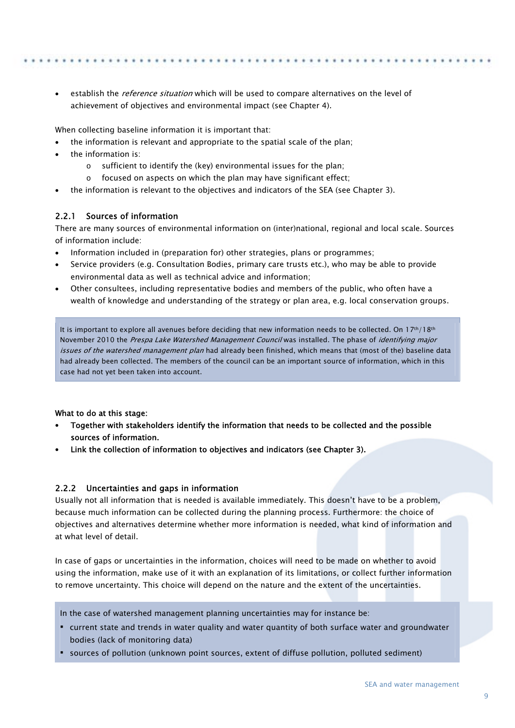- establish the *reference situation* which will be used to compare alternatives on the level of achievement of objectives and environmental impact (see Chapter 4).

When collecting baseline information it is important that:

- the information is relevant and appropriate to the spatial scale of the plan;
- the information is:
  - sufficient to identify the (key) environmental issues for the plan;
  - focused on aspects on which the plan may have significant effect;
- the information is relevant to the objectives and indicators of the SEA (see Chapter 3).

### 2.2.1 Sources of information

There are many sources of environmental information on (inter)national, regional and local scale. Sources of information include:

- Information included in (preparation for) other strategies, plans or programmes;
- Service providers (e.g. Consultation Bodies, primary care trusts etc.), who may be able to provide environmental data as well as technical advice and information;
- Other consultees, including representative bodies and members of the public, who often have a wealth of knowledge and understanding of the strategy or plan area, e.g. local conservation groups.

> It is important to explore all avenues before deciding that new information needs to be collected. On 17th/18th November 2010 the *Prespa Lake Watershed Management Council* was installed. The phase of *identifying major issues of the watershed management plan* had already been finished, which means that (most of the) baseline data had already been collected. The members of the council can be an important source of information, which in this case had not yet been taken into account.

**What to do at this stage:**

- **Together with stakeholders identify the information that needs to be collected and the possible sources of information.**
- **Link the collection of information to objectives and indicators (see Chapter 3).**

### 2.2.2 Uncertainties and gaps in information

Usually not all information that is needed is available immediately. This doesn't have to be a problem, because much information can be collected during the planning process. Furthermore: the choice of objectives and alternatives determine whether more information is needed, what kind of information and at what level of detail.

In case of gaps or uncertainties in the information, choices will need to be made on whether to avoid using the information, make use of it with an explanation of its limitations, or collect further information to remove uncertainty. This choice will depend on the nature and the extent of the uncertainties.

> In the case of watershed management planning uncertainties may for instance be:
>
> - current state and trends in water quality and water quantity of both surface water and groundwater bodies (lack of monitoring data)
> - sources of pollution (unknown point sources, extent of diffuse pollution, polluted sediment)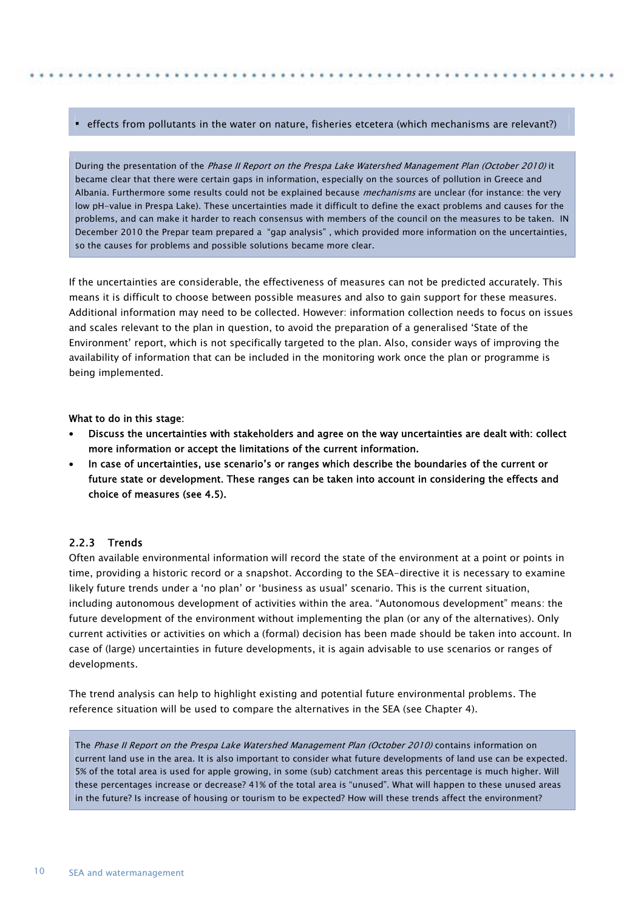- effects from pollutants in the water on nature, fisheries etcetera (which mechanisms are relevant?)

During the presentation of the *Phase II Report on the Prespa Lake Watershed Management Plan (October 2010)* it became clear that there were certain gaps in information, especially on the sources of pollution in Greece and Albania. Furthermore some results could not be explained because *mechanisms* are unclear (for instance: the very low pH-value in Prespa Lake). These uncertainties made it difficult to define the exact problems and causes for the problems, and can make it harder to reach consensus with members of the council on the measures to be taken. IN December 2010 the Prepar team prepared a "gap analysis", which provided more information on the uncertainties, so the causes for problems and possible solutions became more clear.

If the uncertainties are considerable, the effectiveness of measures can not be predicted accurately. This means it is difficult to choose between possible measures and also to gain support for these measures. Additional information may need to be collected. However: information collection needs to focus on issues and scales relevant to the plan in question, to avoid the preparation of a generalised 'State of the Environment' report, which is not specifically targeted to the plan. Also, consider ways of improving the availability of information that can be included in the monitoring work once the plan or programme is being implemented.

What to do in this stage:

- **Discuss the uncertainties with stakeholders and agree on the way uncertainties are dealt with: collect more information or accept the limitations of the current information.**
- **In case of uncertainties, use scenario's or ranges which describe the boundaries of the current or future state or development. These ranges can be taken into account in considering the effects and choice of measures (see 4.5).**

### 2.2.3 Trends

Often available environmental information will record the state of the environment at a point or points in time, providing a historic record or a snapshot. According to the SEA-directive it is necessary to examine likely future trends under a 'no plan' or 'business as usual' scenario. This is the current situation, including autonomous development of activities within the area. "Autonomous development" means: the future development of the environment without implementing the plan (or any of the alternatives). Only current activities or activities on which a (formal) decision has been made should be taken into account. In case of (large) uncertainties in future developments, it is again advisable to use scenarios or ranges of developments.

The trend analysis can help to highlight existing and potential future environmental problems. The reference situation will be used to compare the alternatives in the SEA (see Chapter 4).

The *Phase II Report on the Prespa Lake Watershed Management Plan (October 2010)* contains information on current land use in the area. It is also important to consider what future developments of land use can be expected. 5% of the total area is used for apple growing, in some (sub) catchment areas this percentage is much higher. Will these percentages increase or decrease? 41% of the total area is "unused". What will happen to these unused areas in the future? Is increase of housing or tourism to be expected? How will these trends affect the environment?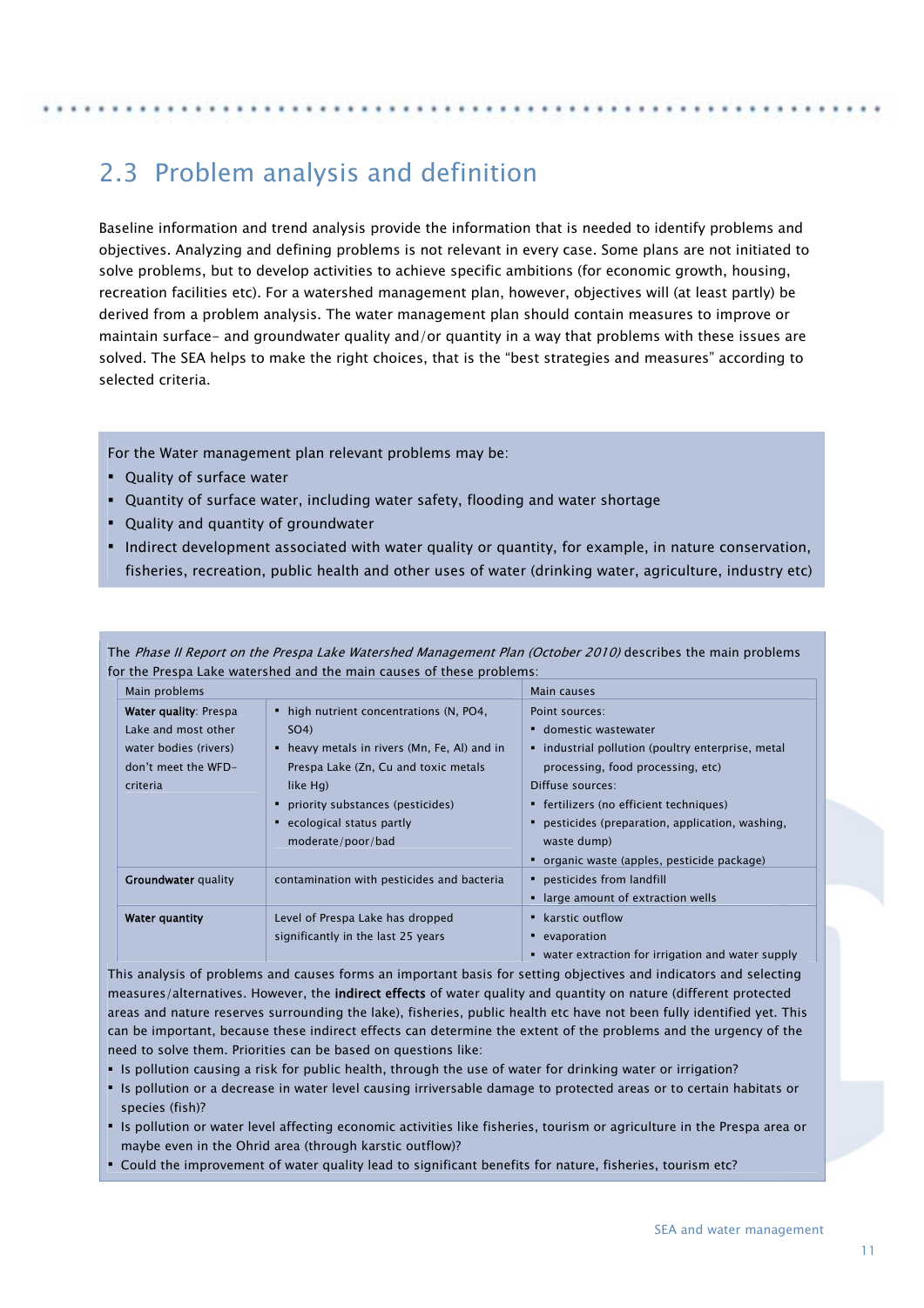## 2.3 Problem analysis and definition

Baseline information and trend analysis provide the information that is needed to identify problems and objectives. Analyzing and defining problems is not relevant in every case. Some plans are not initiated to solve problems, but to develop activities to achieve specific ambitions (for economic growth, housing, recreation facilities etc). For a watershed management plan, however, objectives will (at least partly) be derived from a problem analysis. The water management plan should contain measures to improve or maintain surface- and groundwater quality and/or quantity in a way that problems with these issues are solved. The SEA helps to make the right choices, that is the "best strategies and measures" according to selected criteria.

For the Water management plan relevant problems may be:

- Quality of surface water
- Quantity of surface water, including water safety, flooding and water shortage
- Quality and quantity of groundwater
- Indirect development associated with water quality or quantity, for example, in nature conservation, fisheries, recreation, public health and other uses of water (drinking water, agriculture, industry etc)

The *Phase II Report on the Prespa Lake Watershed Management Plan (October 2010)* describes the main problems for the Prespa Lake watershed and the main causes of these problems:

| Main problems | | Main causes |
|---|---|---|
| **Water quality**: Prespa Lake and most other water bodies (rivers) don't meet the WFD-criteria | ▪ high nutrient concentrations (N, PO4, SO4)<br>▪ heavy metals in rivers (Mn, Fe, Al) and in Prespa Lake (Zn, Cu and toxic metals like Hg)<br>▪ priority substances (pesticides)<br>▪ ecological status partly moderate/poor/bad | Point sources:<br>▪ domestic wastewater<br>▪ industrial pollution (poultry enterprise, metal processing, food processing, etc)<br>Diffuse sources:<br>▪ fertilizers (no efficient techniques)<br>▪ pesticides (preparation, application, washing, waste dump)<br>▪ organic waste (apples, pesticide package) |
| **Groundwater** quality | contamination with pesticides and bacteria | ▪ pesticides from landfill<br>▪ large amount of extraction wells |
| **Water quantity** | Level of Prespa Lake has dropped significantly in the last 25 years | ▪ karstic outflow<br>▪ evaporation<br>▪ water extraction for irrigation and water supply |

This analysis of problems and causes forms an important basis for setting objectives and indicators and selecting measures/alternatives. However, the **indirect effects** of water quality and quantity on nature (different protected areas and nature reserves surrounding the lake), fisheries, public health etc have not been fully identified yet. This can be important, because these indirect effects can determine the extent of the problems and the urgency of the need to solve them. Priorities can be based on questions like:

- Is pollution causing a risk for public health, through the use of water for drinking water or irrigation?
- Is pollution or a decrease in water level causing irriversable damage to protected areas or to certain habitats or species (fish)?
- Is pollution or water level affecting economic activities like fisheries, tourism or agriculture in the Prespa area or maybe even in the Ohrid area (through karstic outflow)?
- Could the improvement of water quality lead to significant benefits for nature, fisheries, tourism etc?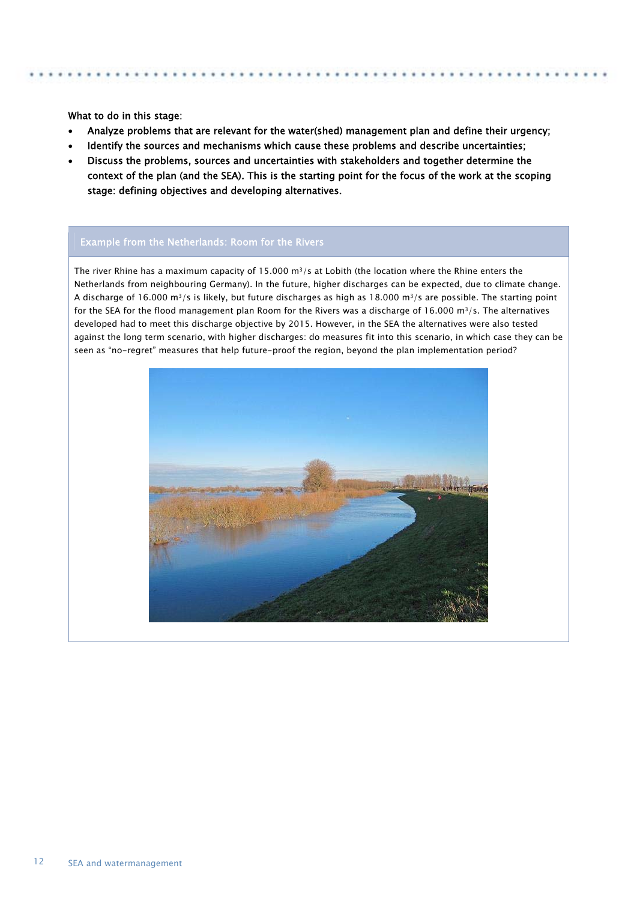What to do in this stage:

- **Analyze problems that are relevant for the water(shed) management plan and define their urgency;**
- **Identify the sources and mechanisms which cause these problems and describe uncertainties;**
- **Discuss the problems, sources and uncertainties with stakeholders and together determine the context of the plan (and the SEA). This is the starting point for the focus of the work at the scoping stage: defining objectives and developing alternatives.**

### Example from the Netherlands: Room for the Rivers

The river Rhine has a maximum capacity of 15.000 $m^3/s$ at Lobith (the location where the Rhine enters the Netherlands from neighbouring Germany). In the future, higher discharges can be expected, due to climate change. A discharge of 16.000 $m^3/s$ is likely, but future discharges as high as 18.000 $m^3/s$ are possible. The starting point for the SEA for the flood management plan Room for the Rivers was a discharge of 16.000 $m^3/s$. The alternatives developed had to meet this discharge objective by 2015. However, in the SEA the alternatives were also tested against the long term scenario, with higher discharges: do measures fit into this scenario, in which case they can be seen as “no-regret” measures that help future-proof the region, beyond the plan implementation period?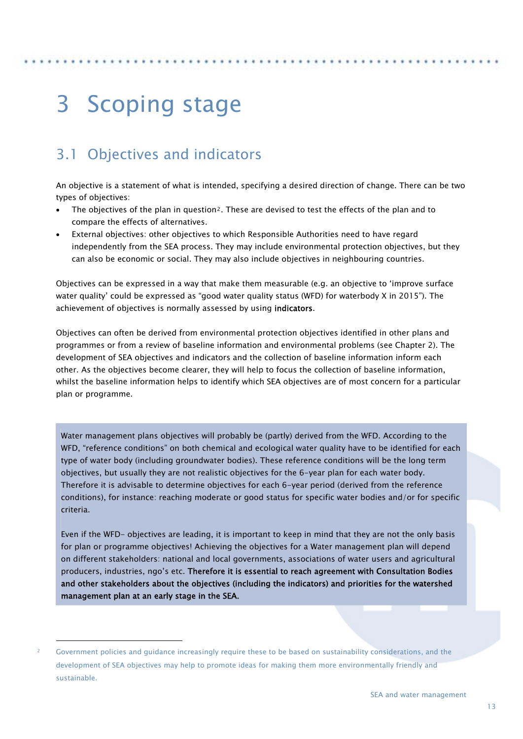# 3 Scoping stage

## 3.1 Objectives and indicators

An objective is a statement of what is intended, specifying a desired direction of change. There can be two types of objectives:

- The objectives of the plan in question[2]. These are devised to test the effects of the plan and to compare the effects of alternatives.
- External objectives: other objectives to which Responsible Authorities need to have regard independently from the SEA process. They may include environmental protection objectives, but they can also be economic or social. They may also include objectives in neighbouring countries.

Objectives can be expressed in a way that make them measurable (e.g. an objective to 'improve surface water quality' could be expressed as "good water quality status (WFD) for waterbody X in 2015"). The achievement of objectives is normally assessed by using **indicators**.

Objectives can often be derived from environmental protection objectives identified in other plans and programmes or from a review of baseline information and environmental problems (see Chapter 2). The development of SEA objectives and indicators and the collection of baseline information inform each other. As the objectives become clearer, they will help to focus the collection of baseline information, whilst the baseline information helps to identify which SEA objectives are of most concern for a particular plan or programme.

> Water management plans objectives will probably be (partly) derived from the WFD. According to the WFD, "reference conditions" on both chemical and ecological water quality have to be identified for each type of water body (including groundwater bodies). These reference conditions will be the long term objectives, but usually they are not realistic objectives for the 6-year plan for each water body. Therefore it is advisable to determine objectives for each 6-year period (derived from the reference conditions), for instance: reaching moderate or good status for specific water bodies and/or for specific criteria.
>
> Even if the WFD- objectives are leading, it is important to keep in mind that they are not the only basis for plan or programme objectives! Achieving the objectives for a Water management plan will depend on different stakeholders: national and local governments, associations of water users and agricultural producers, industries, ngo's etc. **Therefore it is essential to reach agreement with Consultation Bodies and other stakeholders about the objectives (including the indicators) and priorities for the watershed management plan at an early stage in the SEA.**

---

[2] Government policies and guidance increasingly require these to be based on sustainability considerations, and the development of SEA objectives may help to promote ideas for making them more environmentally friendly and sustainable.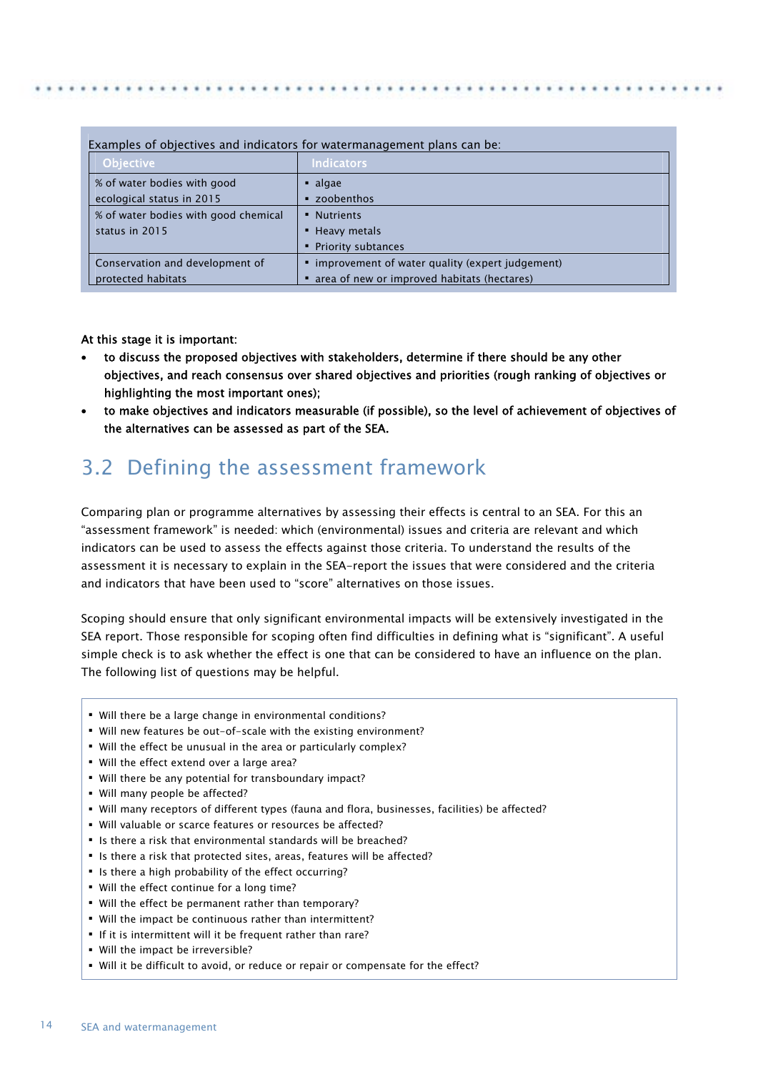Examples of objectives and indicators for watermanagement plans can be:

| Objective | Indicators |
|---|---|
| % of water bodies with good ecological status in 2015 | ▪ algae<br>▪ zoobenthos |
| % of water bodies with good chemical status in 2015 | ▪ Nutrients<br>▪ Heavy metals<br>▪ Priority subtances |
| Conservation and development of protected habitats | ▪ improvement of water quality (expert judgement)<br>▪ area of new or improved habitats (hectares) |

**At this stage it is important:**

- **to discuss the proposed objectives with stakeholders, determine if there should be any other objectives, and reach consensus over shared objectives and priorities (rough ranking of objectives or highlighting the most important ones);**
- **to make objectives and indicators measurable (if possible), so the level of achievement of objectives of the alternatives can be assessed as part of the SEA.**

## 3.2 Defining the assessment framework

Comparing plan or programme alternatives by assessing their effects is central to an SEA. For this an "assessment framework" is needed: which (environmental) issues and criteria are relevant and which indicators can be used to assess the effects against those criteria. To understand the results of the assessment it is necessary to explain in the SEA-report the issues that were considered and the criteria and indicators that have been used to "score" alternatives on those issues.

Scoping should ensure that only significant environmental impacts will be extensively investigated in the SEA report. Those responsible for scoping often find difficulties in defining what is "significant". A useful simple check is to ask whether the effect is one that can be considered to have an influence on the plan. The following list of questions may be helpful.

- Will there be a large change in environmental conditions?
- Will new features be out-of-scale with the existing environment?
- Will the effect be unusual in the area or particularly complex?
- Will the effect extend over a large area?
- Will there be any potential for transboundary impact?
- Will many people be affected?
- Will many receptors of different types (fauna and flora, businesses, facilities) be affected?
- Will valuable or scarce features or resources be affected?
- Is there a risk that environmental standards will be breached?
- Is there a risk that protected sites, areas, features will be affected?
- Is there a high probability of the effect occurring?
- Will the effect continue for a long time?
- Will the effect be permanent rather than temporary?
- Will the impact be continuous rather than intermittent?
- If it is intermittent will it be frequent rather than rare?
- Will the impact be irreversible?
- Will it be difficult to avoid, or reduce or repair or compensate for the effect?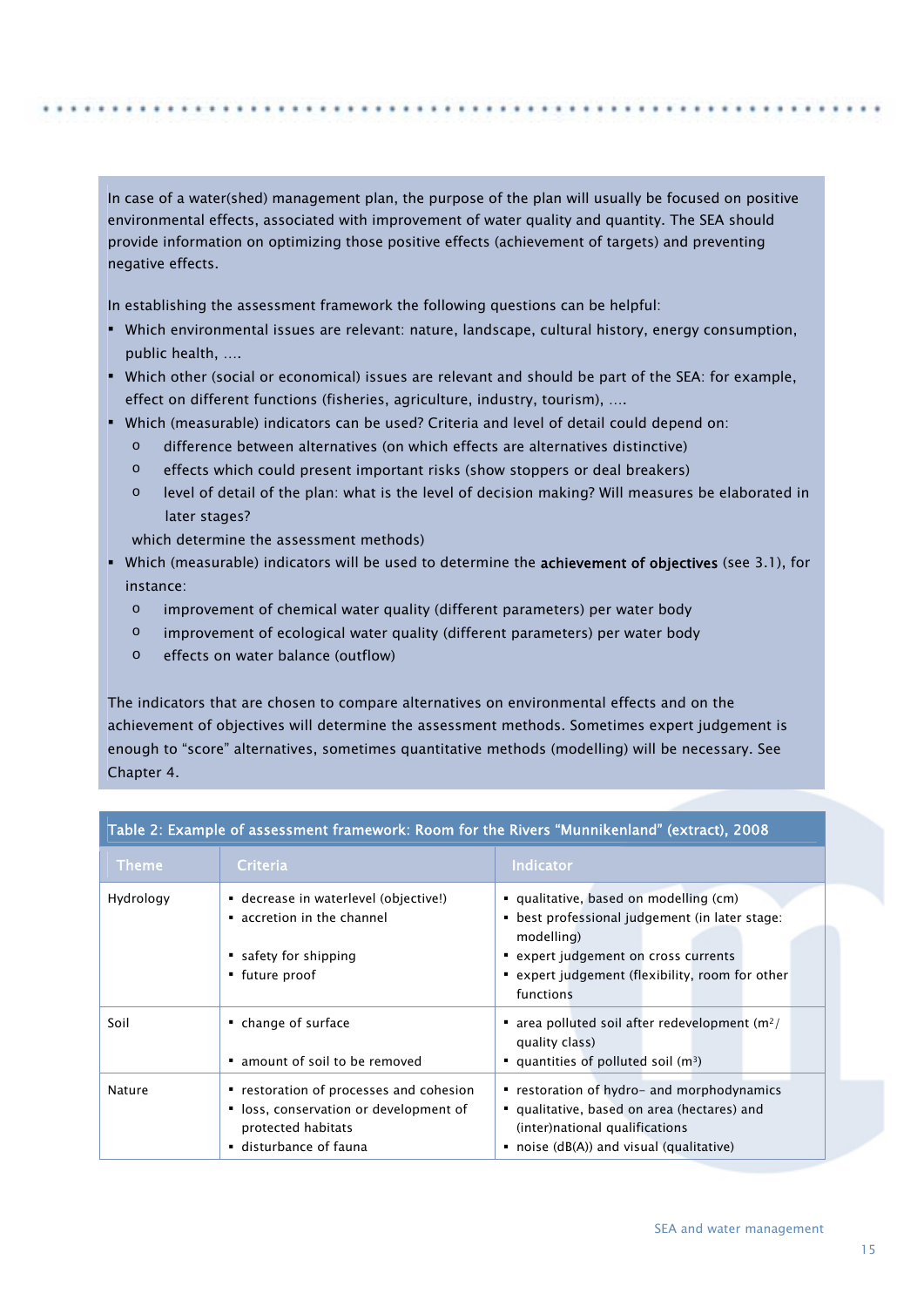In case of a water(shed) management plan, the purpose of the plan will usually be focused on positive environmental effects, associated with improvement of water quality and quantity. The SEA should provide information on optimizing those positive effects (achievement of targets) and preventing negative effects.

In establishing the assessment framework the following questions can be helpful:

- Which environmental issues are relevant: nature, landscape, cultural history, energy consumption, public health, ….
- Which other (social or economical) issues are relevant and should be part of the SEA: for example, effect on different functions (fisheries, agriculture, industry, tourism), ….
- Which (measurable) indicators can be used? Criteria and level of detail could depend on:
  - difference between alternatives (on which effects are alternatives distinctive)
  - effects which could present important risks (show stoppers or deal breakers)
  - level of detail of the plan: what is the level of decision making? Will measures be elaborated in later stages?

  which determine the assessment methods)
- Which (measurable) indicators will be used to determine the **achievement of objectives** (see 3.1), for instance:
  - improvement of chemical water quality (different parameters) per water body
  - improvement of ecological water quality (different parameters) per water body
  - effects on water balance (outflow)

The indicators that are chosen to compare alternatives on environmental effects and on the achievement of objectives will determine the assessment methods. Sometimes expert judgement is enough to "score" alternatives, sometimes quantitative methods (modelling) will be necessary. See Chapter 4.

Table 2: Example of assessment framework: Room for the Rivers "Munnikenland" (extract), 2008

| Theme | Criteria | Indicator |
|---|---|---|
| Hydrology | ▪ decrease in waterlevel (objective!)<br>▪ accretion in the channel<br>▪ safety for shipping<br>▪ future proof | ▪ qualitative, based on modelling (cm)<br>▪ best professional judgement (in later stage: modelling)<br>▪ expert judgement on cross currents<br>▪ expert judgement (flexibility, room for other functions |
| Soil | ▪ change of surface<br>▪ amount of soil to be removed | ▪ area polluted soil after redevelopment ($m^2$/ quality class)<br>▪ quantities of polluted soil ($m^3$) |
| Nature | ▪ restoration of processes and cohesion<br>▪ loss, conservation or development of protected habitats<br>▪ disturbance of fauna | ▪ restoration of hydro- and morphodynamics<br>▪ qualitative, based on area (hectares) and (inter)national qualifications<br>▪ noise (dB(A)) and visual (qualitative) |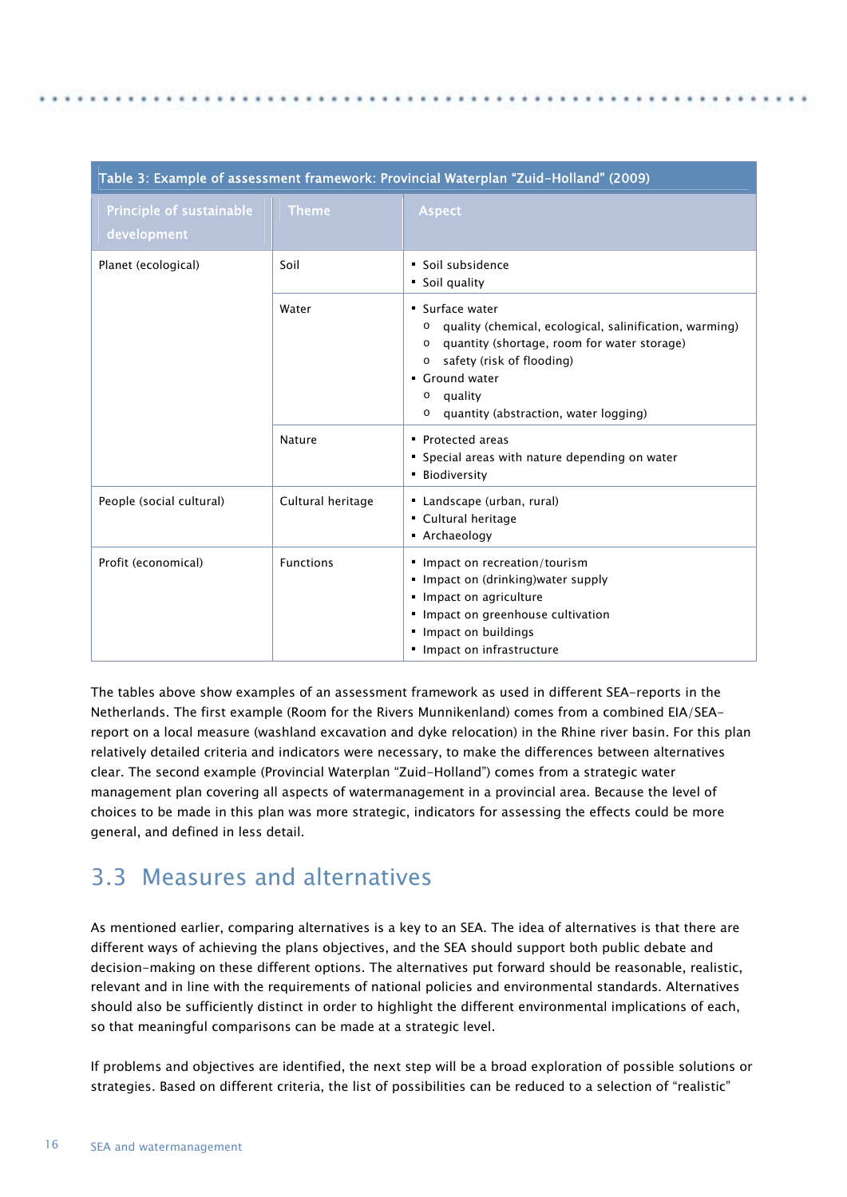Table 3: Example of assessment framework: Provincial Waterplan "Zuid-Holland" (2009)

| Principle of sustainable development | Theme | Aspect |
|---|---|---|
| Planet (ecological) | Soil | ▪ Soil subsidence<br>▪ Soil quality |
| | Water | ▪ Surface water<br>o quality (chemical, ecological, salinification, warming)<br>o quantity (shortage, room for water storage)<br>o safety (risk of flooding)<br>▪ Ground water<br>o quality<br>o quantity (abstraction, water logging) |
| | Nature | ▪ Protected areas<br>▪ Special areas with nature depending on water<br>▪ Biodiversity |
| People (social cultural) | Cultural heritage | ▪ Landscape (urban, rural)<br>▪ Cultural heritage<br>▪ Archaeology |
| Profit (economical) | Functions | ▪ Impact on recreation/tourism<br>▪ Impact on (drinking)water supply<br>▪ Impact on agriculture<br>▪ Impact on greenhouse cultivation<br>▪ Impact on buildings<br>▪ Impact on infrastructure |

The tables above show examples of an assessment framework as used in different SEA-reports in the Netherlands. The first example (Room for the Rivers Munnikenland) comes from a combined EIA/SEA-report on a local measure (washland excavation and dyke relocation) in the Rhine river basin. For this plan relatively detailed criteria and indicators were necessary, to make the differences between alternatives clear. The second example (Provincial Waterplan "Zuid-Holland") comes from a strategic water management plan covering all aspects of watermanagement in a provincial area. Because the level of choices to be made in this plan was more strategic, indicators for assessing the effects could be more general, and defined in less detail.

## 3.3 Measures and alternatives

As mentioned earlier, comparing alternatives is a key to an SEA. The idea of alternatives is that there are different ways of achieving the plans objectives, and the SEA should support both public debate and decision-making on these different options. The alternatives put forward should be reasonable, realistic, relevant and in line with the requirements of national policies and environmental standards. Alternatives should also be sufficiently distinct in order to highlight the different environmental implications of each, so that meaningful comparisons can be made at a strategic level.

If problems and objectives are identified, the next step will be a broad exploration of possible solutions or strategies. Based on different criteria, the list of possibilities can be reduced to a selection of "realistic"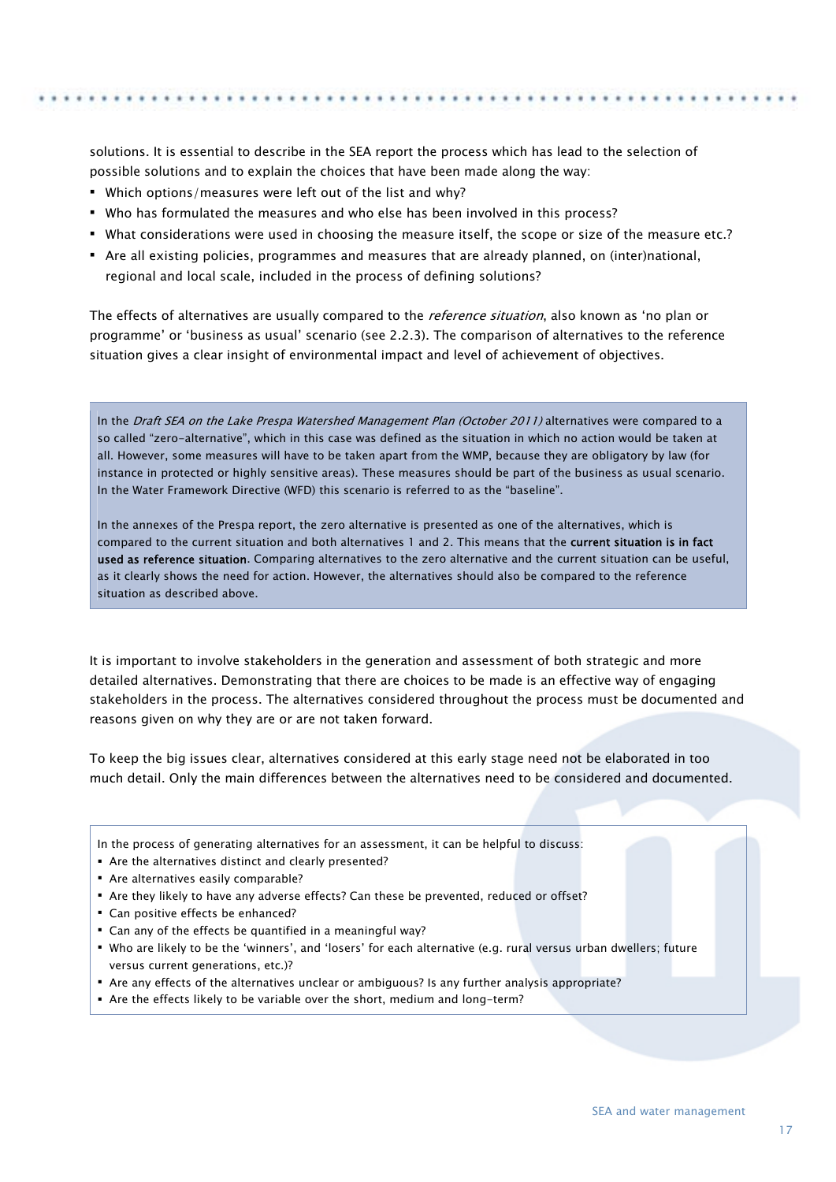solutions. It is essential to describe in the SEA report the process which has lead to the selection of possible solutions and to explain the choices that have been made along the way:

- Which options/measures were left out of the list and why?
- Who has formulated the measures and who else has been involved in this process?
- What considerations were used in choosing the measure itself, the scope or size of the measure etc.?
- Are all existing policies, programmes and measures that are already planned, on (inter)national, regional and local scale, included in the process of defining solutions?

The effects of alternatives are usually compared to the *reference situation*, also known as 'no plan or programme' or 'business as usual' scenario (see 2.2.3). The comparison of alternatives to the reference situation gives a clear insight of environmental impact and level of achievement of objectives.

> In the *Draft SEA on the Lake Prespa Watershed Management Plan (October 2011)* alternatives were compared to a so called "zero-alternative", which in this case was defined as the situation in which no action would be taken at all. However, some measures will have to be taken apart from the WMP, because they are obligatory by law (for instance in protected or highly sensitive areas). These measures should be part of the business as usual scenario. In the Water Framework Directive (WFD) this scenario is referred to as the "baseline".
>
> In the annexes of the Prespa report, the zero alternative is presented as one of the alternatives, which is compared to the current situation and both alternatives 1 and 2. This means that the **current situation is in fact used as reference situation**. Comparing alternatives to the zero alternative and the current situation can be useful, as it clearly shows the need for action. However, the alternatives should also be compared to the reference situation as described above.

It is important to involve stakeholders in the generation and assessment of both strategic and more detailed alternatives. Demonstrating that there are choices to be made is an effective way of engaging stakeholders in the process. The alternatives considered throughout the process must be documented and reasons given on why they are or are not taken forward.

To keep the big issues clear, alternatives considered at this early stage need not be elaborated in too much detail. Only the main differences between the alternatives need to be considered and documented.

> In the process of generating alternatives for an assessment, it can be helpful to discuss:
> - Are the alternatives distinct and clearly presented?
> - Are alternatives easily comparable?
> - Are they likely to have any adverse effects? Can these be prevented, reduced or offset?
> - Can positive effects be enhanced?
> - Can any of the effects be quantified in a meaningful way?
> - Who are likely to be the 'winners', and 'losers' for each alternative (e.g. rural versus urban dwellers; future versus current generations, etc.)?
> - Are any effects of the alternatives unclear or ambiguous? Is any further analysis appropriate?
> - Are the effects likely to be variable over the short, medium and long-term?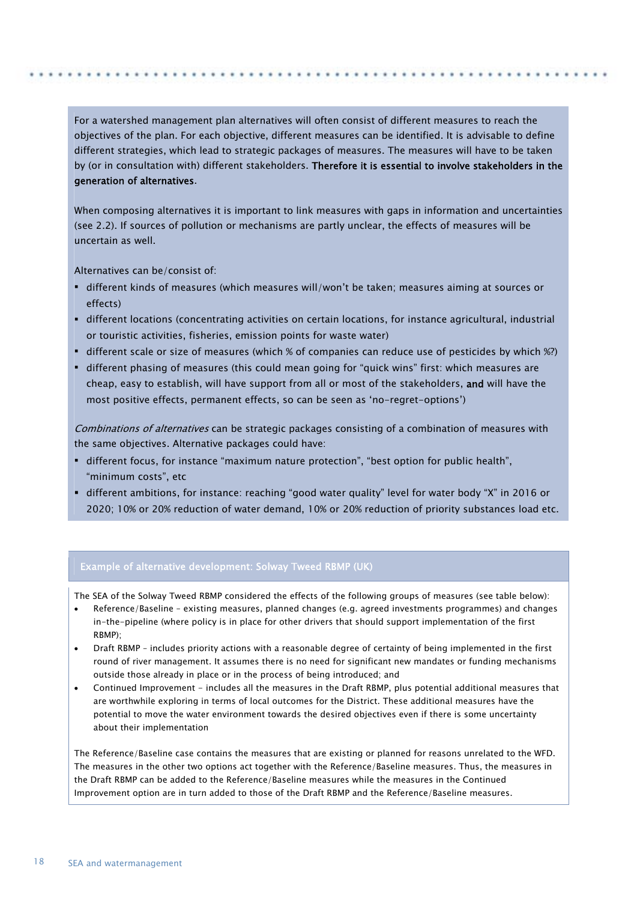For a watershed management plan alternatives will often consist of different measures to reach the objectives of the plan. For each objective, different measures can be identified. It is advisable to define different strategies, which lead to strategic packages of measures. The measures will have to be taken by (or in consultation with) different stakeholders. **Therefore it is essential to involve stakeholders in the generation of alternatives**.

When composing alternatives it is important to link measures with gaps in information and uncertainties (see 2.2). If sources of pollution or mechanisms are partly unclear, the effects of measures will be uncertain as well.

Alternatives can be/consist of:

- different kinds of measures (which measures will/won't be taken; measures aiming at sources or effects)
- different locations (concentrating activities on certain locations, for instance agricultural, industrial or touristic activities, fisheries, emission points for waste water)
- different scale or size of measures (which % of companies can reduce use of pesticides by which %?)
- different phasing of measures (this could mean going for "quick wins" first: which measures are cheap, easy to establish, will have support from all or most of the stakeholders, **and** will have the most positive effects, permanent effects, so can be seen as 'no-regret-options')

*Combinations of alternatives* can be strategic packages consisting of a combination of measures with the same objectives. Alternative packages could have:

- different focus, for instance "maximum nature protection", "best option for public health", "minimum costs", etc
- different ambitions, for instance: reaching "good water quality" level for water body "X" in 2016 or 2020; 10% or 20% reduction of water demand, 10% or 20% reduction of priority substances load etc.

### Example of alternative development: Solway Tweed RBMP (UK)

The SEA of the Solway Tweed RBMP considered the effects of the following groups of measures (see table below):

- Reference/Baseline – existing measures, planned changes (e.g. agreed investments programmes) and changes in-the-pipeline (where policy is in place for other drivers that should support implementation of the first RBMP);
- Draft RBMP – includes priority actions with a reasonable degree of certainty of being implemented in the first round of river management. It assumes there is no need for significant new mandates or funding mechanisms outside those already in place or in the process of being introduced; and
- Continued Improvement – includes all the measures in the Draft RBMP, plus potential additional measures that are worthwhile exploring in terms of local outcomes for the District. These additional measures have the potential to move the water environment towards the desired objectives even if there is some uncertainty about their implementation

The Reference/Baseline case contains the measures that are existing or planned for reasons unrelated to the WFD. The measures in the other two options act together with the Reference/Baseline measures. Thus, the measures in the Draft RBMP can be added to the Reference/Baseline measures while the measures in the Continued Improvement option are in turn added to those of the Draft RBMP and the Reference/Baseline measures.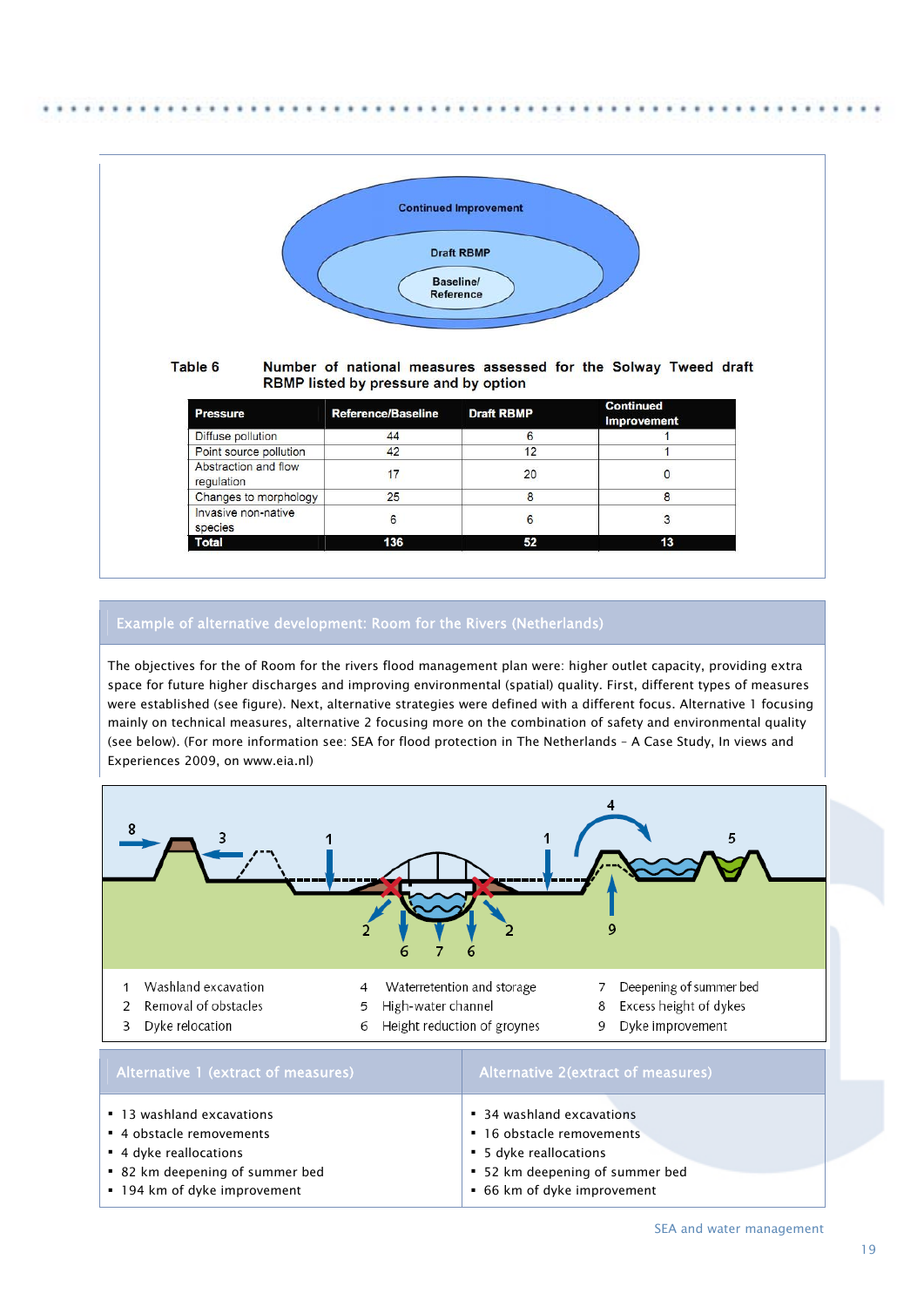Continued Improvement

Draft RBMP

Baseline/ Reference

**Table 6** Number of national measures assessed for the Solway Tweed draft RBMP listed by pressure and by option

| Pressure | Reference/Baseline | Draft RBMP | Continued Improvement |
|---|---|---|---|
| Diffuse pollution | 44 | 6 | 1 |
| Point source pollution | 42 | 12 | 1 |
| Abstraction and flow regulation | 17 | 20 | 0 |
| Changes to morphology | 25 | 8 | 8 |
| Invasive non-native species | 6 | 6 | 3 |
| **Total** | **136** | **52** | **13** |

## Example of alternative development: Room for the Rivers (Netherlands)

The objectives for the of Room for the rivers flood management plan were: higher outlet capacity, providing extra space for future higher discharges and improving environmental (spatial) quality. First, different types of measures were established (see figure). Next, alternative strategies were defined with a different focus. Alternative 1 focusing mainly on technical measures, alternative 2 focusing more on the combination of safety and environmental quality (see below). (For more information see: SEA for flood protection in The Netherlands – A Case Study, In views and Experiences 2009, on www.eia.nl)

1 Washland excavation
2 Removal of obstacles
3 Dyke relocation
4 Waterretention and storage
5 High-water channel
6 Height reduction of groynes
7 Deepening of summer bed
8 Excess height of dykes
9 Dyke improvement

### Alternative 1 (extract of measures)

- 13 washland excavations
- 4 obstacle removements
- 4 dyke reallocations
- 82 km deepening of summer bed
- 194 km of dyke improvement

### Alternative 2(extract of measures)

- 34 washland excavations
- 16 obstacle removements
- 5 dyke reallocations
- 52 km deepening of summer bed
- 66 km of dyke improvement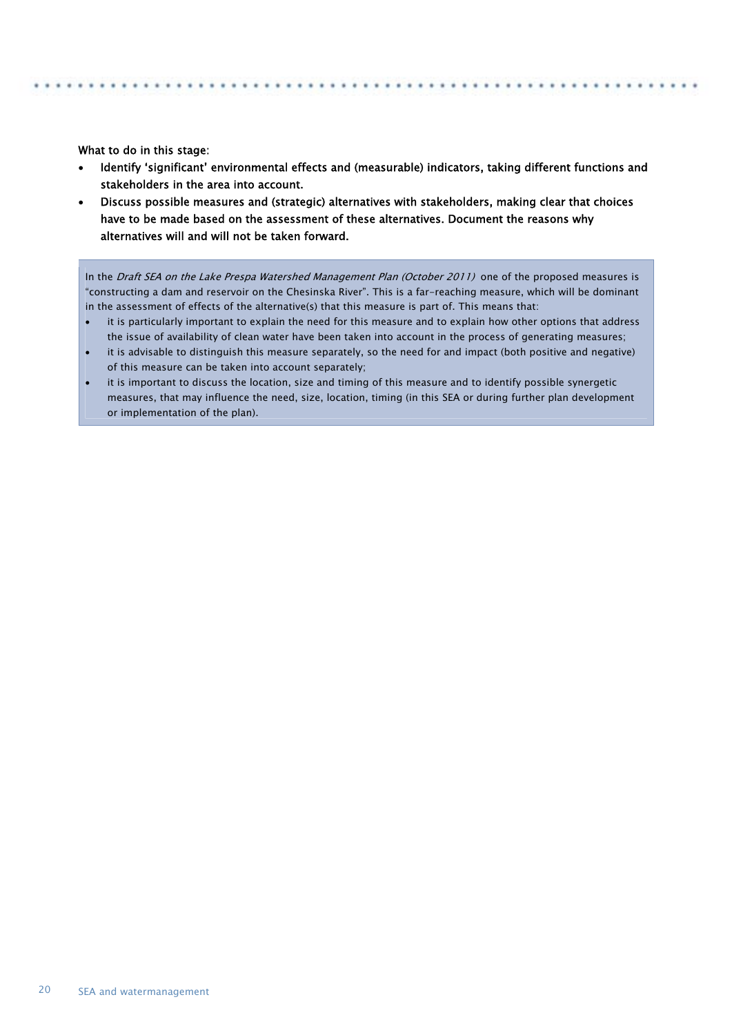What to do in this stage:

- **Identify 'significant' environmental effects and (measurable) indicators, taking different functions and stakeholders in the area into account.**
- **Discuss possible measures and (strategic) alternatives with stakeholders, making clear that choices have to be made based on the assessment of these alternatives. Document the reasons why alternatives will and will not be taken forward.**

> In the *Draft SEA on the Lake Prespa Watershed Management Plan (October 2011)* one of the proposed measures is "constructing a dam and reservoir on the Chesinska River". This is a far-reaching measure, which will be dominant in the assessment of effects of the alternative(s) that this measure is part of. This means that:
>
> - it is particularly important to explain the need for this measure and to explain how other options that address the issue of availability of clean water have been taken into account in the process of generating measures;
> - it is advisable to distinguish this measure separately, so the need for and impact (both positive and negative) of this measure can be taken into account separately;
> - it is important to discuss the location, size and timing of this measure and to identify possible synergetic measures, that may influence the need, size, location, timing (in this SEA or during further plan development or implementation of the plan).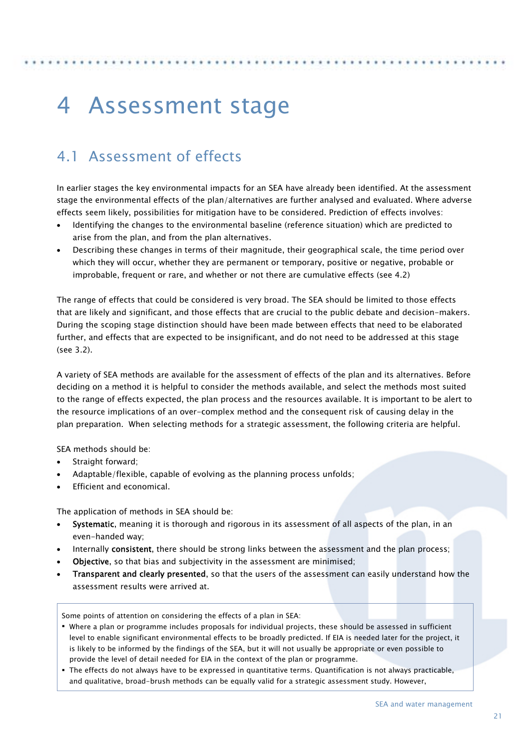# 4 Assessment stage

## 4.1 Assessment of effects

In earlier stages the key environmental impacts for an SEA have already been identified. At the assessment stage the environmental effects of the plan/alternatives are further analysed and evaluated. Where adverse effects seem likely, possibilities for mitigation have to be considered. Prediction of effects involves:

- Identifying the changes to the environmental baseline (reference situation) which are predicted to arise from the plan, and from the plan alternatives.
- Describing these changes in terms of their magnitude, their geographical scale, the time period over which they will occur, whether they are permanent or temporary, positive or negative, probable or improbable, frequent or rare, and whether or not there are cumulative effects (see 4.2)

The range of effects that could be considered is very broad. The SEA should be limited to those effects that are likely and significant, and those effects that are crucial to the public debate and decision-makers. During the scoping stage distinction should have been made between effects that need to be elaborated further, and effects that are expected to be insignificant, and do not need to be addressed at this stage (see 3.2).

A variety of SEA methods are available for the assessment of effects of the plan and its alternatives. Before deciding on a method it is helpful to consider the methods available, and select the methods most suited to the range of effects expected, the plan process and the resources available. It is important to be alert to the resource implications of an over-complex method and the consequent risk of causing delay in the plan preparation. When selecting methods for a strategic assessment, the following criteria are helpful.

SEA methods should be:

- Straight forward;
- Adaptable/flexible, capable of evolving as the planning process unfolds;
- Efficient and economical.

The application of methods in SEA should be:

- **Systematic**, meaning it is thorough and rigorous in its assessment of all aspects of the plan, in an even-handed way;
- Internally **consistent**, there should be strong links between the assessment and the plan process;
- **Objective**, so that bias and subjectivity in the assessment are minimised;
- **Transparent and clearly presented**, so that the users of the assessment can easily understand how the assessment results were arrived at.

Some points of attention on considering the effects of a plan in SEA:

- Where a plan or programme includes proposals for individual projects, these should be assessed in sufficient level to enable significant environmental effects to be broadly predicted. If EIA is needed later for the project, it is likely to be informed by the findings of the SEA, but it will not usually be appropriate or even possible to provide the level of detail needed for EIA in the context of the plan or programme.
- The effects do not always have to be expressed in quantitative terms. Quantification is not always practicable, and qualitative, broad-brush methods can be equally valid for a strategic assessment study. However,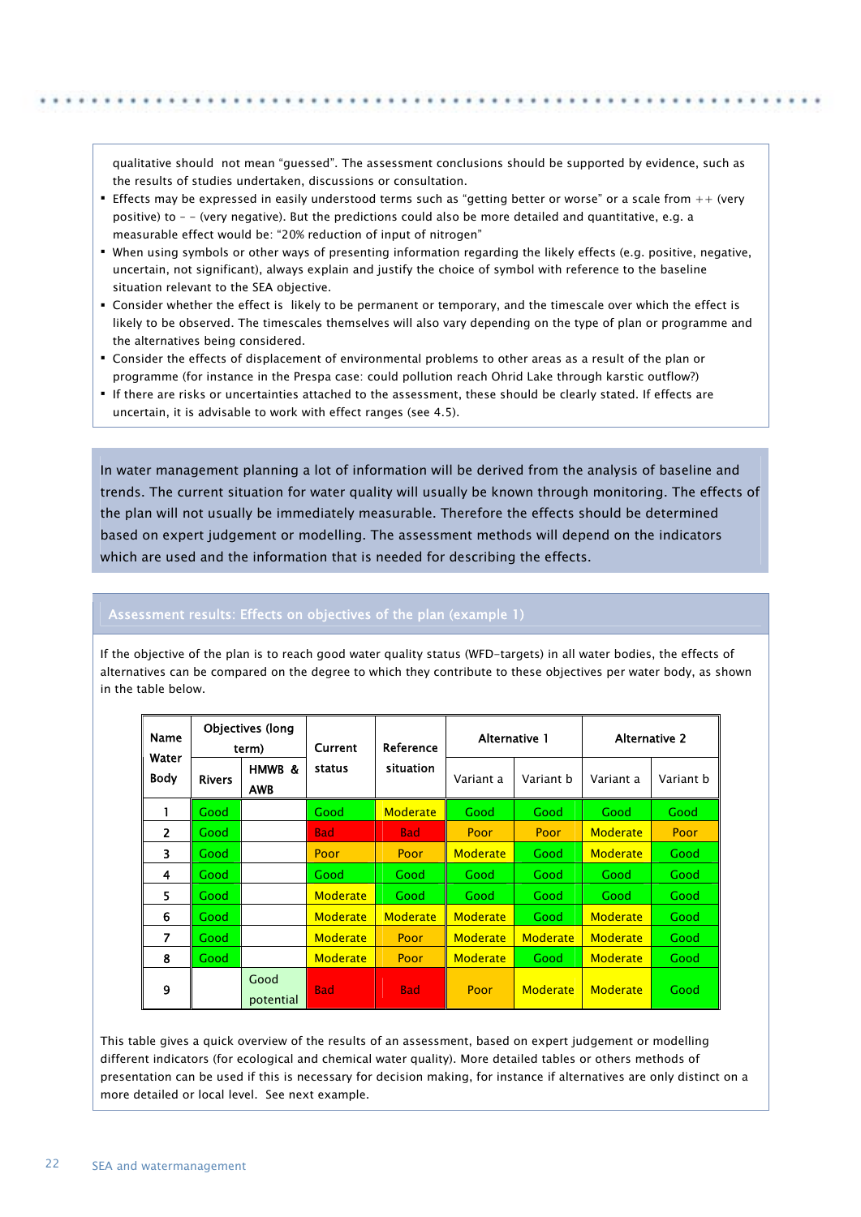qualitative should not mean "guessed". The assessment conclusions should be supported by evidence, such as the results of studies undertaken, discussions or consultation.

- Effects may be expressed in easily understood terms such as "getting better or worse" or a scale from ++ (very positive) to - - (very negative). But the predictions could also be more detailed and quantitative, e.g. a measurable effect would be: "20% reduction of input of nitrogen"
- When using symbols or other ways of presenting information regarding the likely effects (e.g. positive, negative, uncertain, not significant), always explain and justify the choice of symbol with reference to the baseline situation relevant to the SEA objective.
- Consider whether the effect is likely to be permanent or temporary, and the timescale over which the effect is likely to be observed. The timescales themselves will also vary depending on the type of plan or programme and the alternatives being considered.
- Consider the effects of displacement of environmental problems to other areas as a result of the plan or programme (for instance in the Prespa case: could pollution reach Ohrid Lake through karstic outflow?)
- If there are risks or uncertainties attached to the assessment, these should be clearly stated. If effects are uncertain, it is advisable to work with effect ranges (see 4.5).

In water management planning a lot of information will be derived from the analysis of baseline and trends. The current situation for water quality will usually be known through monitoring. The effects of the plan will not usually be immediately measurable. Therefore the effects should be determined based on expert judgement or modelling. The assessment methods will depend on the indicators which are used and the information that is needed for describing the effects.

### Assessment results: Effects on objectives of the plan (example 1)

If the objective of the plan is to reach good water quality status (WFD-targets) in all water bodies, the effects of alternatives can be compared on the degree to which they contribute to these objectives per water body, as shown in the table below.

| Name Water Body | Objectives (long term) | | Current status | Reference situation | Alternative 1 | | Alternative 2 | |
|---|---|---|---|---|---|---|---|---|
| | Rivers | HMWB & AWB | | | Variant a | Variant b | Variant a | Variant b |
| 1 | Good | | Good | Moderate | Good | Good | Good | Good |
| 2 | Good | | Bad | Bad | Poor | Poor | Moderate | Poor |
| 3 | Good | | Poor | Poor | Moderate | Good | Moderate | Good |
| 4 | Good | | Good | Good | Good | Good | Good | Good |
| 5 | Good | | Moderate | Good | Good | Good | Good | Good |
| 6 | Good | | Moderate | Moderate | Moderate | Good | Moderate | Good |
| 7 | Good | | Moderate | Poor | Moderate | Moderate | Moderate | Good |
| 8 | Good | | Moderate | Poor | Moderate | Good | Moderate | Good |
| 9 | | Good potential | Bad | Bad | Poor | Moderate | Moderate | Good |

This table gives a quick overview of the results of an assessment, based on expert judgement or modelling different indicators (for ecological and chemical water quality). More detailed tables or others methods of presentation can be used if this is necessary for decision making, for instance if alternatives are only distinct on a more detailed or local level. See next example.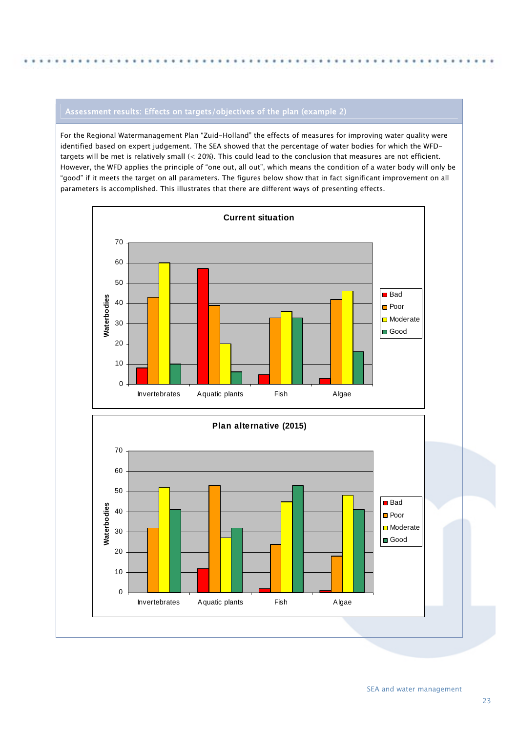## Assessment results: Effects on targets/objectives of the plan (example 2)

For the Regional Watermanagement Plan "Zuid-Holland" the effects of measures for improving water quality were identified based on expert judgement. The SEA showed that the percentage of water bodies for which the WFD-targets will be met is relatively small (< 20%). This could lead to the conclusion that measures are not efficient. However, the WFD applies the principle of "one out, all out", which means the condition of a water body will only be "good" if it meets the target on all parameters. The figures below show that in fact significant improvement on all parameters is accomplished. This illustrates that there are different ways of presenting effects.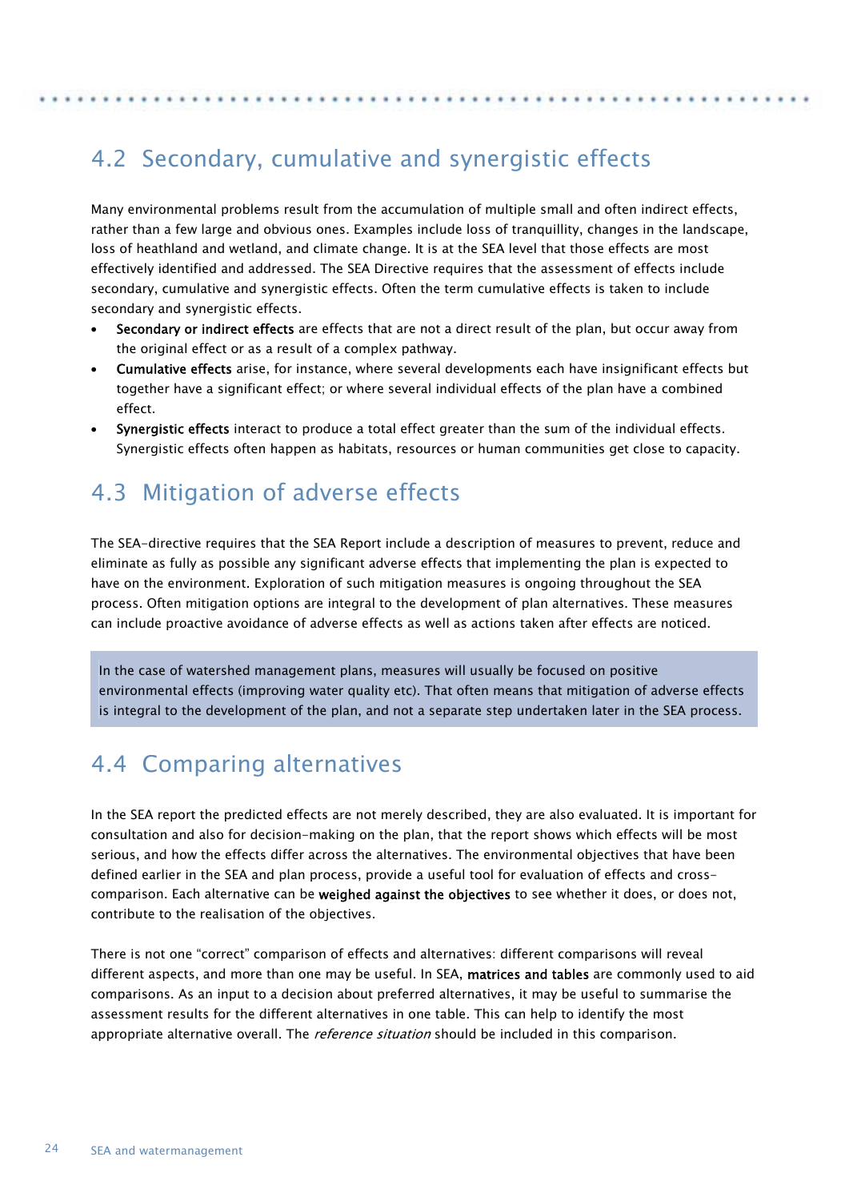## 4.2 Secondary, cumulative and synergistic effects

Many environmental problems result from the accumulation of multiple small and often indirect effects, rather than a few large and obvious ones. Examples include loss of tranquillity, changes in the landscape, loss of heathland and wetland, and climate change. It is at the SEA level that those effects are most effectively identified and addressed. The SEA Directive requires that the assessment of effects include secondary, cumulative and synergistic effects. Often the term cumulative effects is taken to include secondary and synergistic effects.

- **Secondary or indirect effects** are effects that are not a direct result of the plan, but occur away from the original effect or as a result of a complex pathway.
- **Cumulative effects** arise, for instance, where several developments each have insignificant effects but together have a significant effect; or where several individual effects of the plan have a combined effect.
- **Synergistic effects** interact to produce a total effect greater than the sum of the individual effects. Synergistic effects often happen as habitats, resources or human communities get close to capacity.

## 4.3 Mitigation of adverse effects

The SEA-directive requires that the SEA Report include a description of measures to prevent, reduce and eliminate as fully as possible any significant adverse effects that implementing the plan is expected to have on the environment. Exploration of such mitigation measures is ongoing throughout the SEA process. Often mitigation options are integral to the development of plan alternatives. These measures can include proactive avoidance of adverse effects as well as actions taken after effects are noticed.

In the case of watershed management plans, measures will usually be focused on positive environmental effects (improving water quality etc). That often means that mitigation of adverse effects is integral to the development of the plan, and not a separate step undertaken later in the SEA process.

## 4.4 Comparing alternatives

In the SEA report the predicted effects are not merely described, they are also evaluated. It is important for consultation and also for decision-making on the plan, that the report shows which effects will be most serious, and how the effects differ across the alternatives. The environmental objectives that have been defined earlier in the SEA and plan process, provide a useful tool for evaluation of effects and cross-comparison. Each alternative can be **weighed against the objectives** to see whether it does, or does not, contribute to the realisation of the objectives.

There is not one "correct" comparison of effects and alternatives: different comparisons will reveal different aspects, and more than one may be useful. In SEA, **matrices and tables** are commonly used to aid comparisons. As an input to a decision about preferred alternatives, it may be useful to summarise the assessment results for the different alternatives in one table. This can help to identify the most appropriate alternative overall. The *reference situation* should be included in this comparison.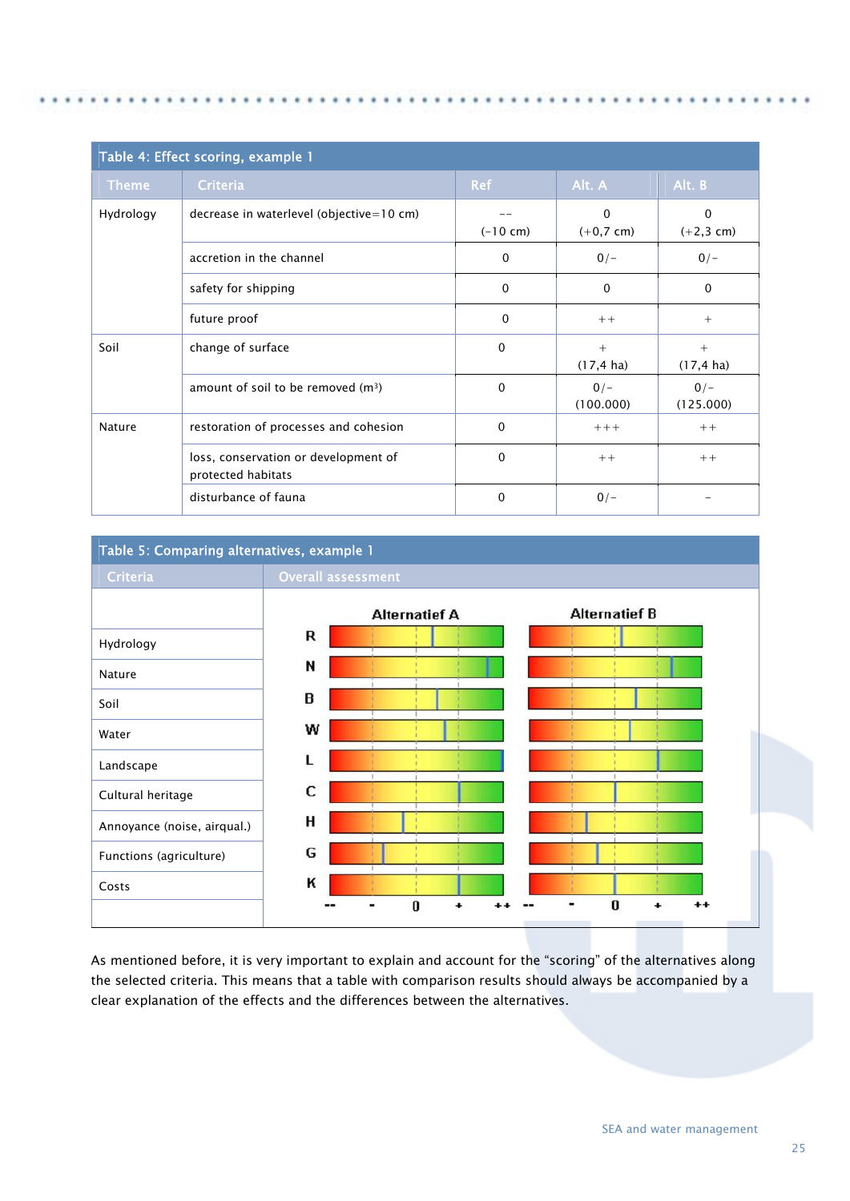**Table 4: Effect scoring, example 1**

| Theme | Criteria | Ref | Alt. A | Alt. B |
|---|---|---|---|---|
| Hydrology | decrease in waterlevel (objective=10 cm) | -- (-10 cm) | 0 (+0,7 cm) | 0 (+2,3 cm) |
| | accretion in the channel | 0 | 0/- | 0/- |
| | safety for shipping | 0 | 0 | 0 |
| | future proof | 0 | ++ | + |
| Soil | change of surface | 0 | + (17,4 ha) | + (17,4 ha) |
| | amount of soil to be removed ($m^3$) | 0 | 0/- (100.000) | 0/- (125.000) |
| Nature | restoration of processes and cohesion | 0 | +++ | ++ |
| | loss, conservation or development of protected habitats | 0 | ++ | ++ |
| | disturbance of fauna | 0 | 0/- | - |

**Table 5: Comparing alternatives, example 1**

| Criteria | Overall assessment |
|---|---|
| Hydrology | R |
| Nature | N |
| Soil | B |
| Water | W |
| Landscape | L |
| Cultural heritage | C |
| Annoyance (noise, airqual.) | H |
| Functions (agriculture) | G |
| Costs | K |

Alternatief A / Alternatief B (scale: -- - 0 + ++)

As mentioned before, it is very important to explain and account for the "scoring" of the alternatives along the selected criteria. This means that a table with comparison results should always be accompanied by a clear explanation of the effects and the differences between the alternatives.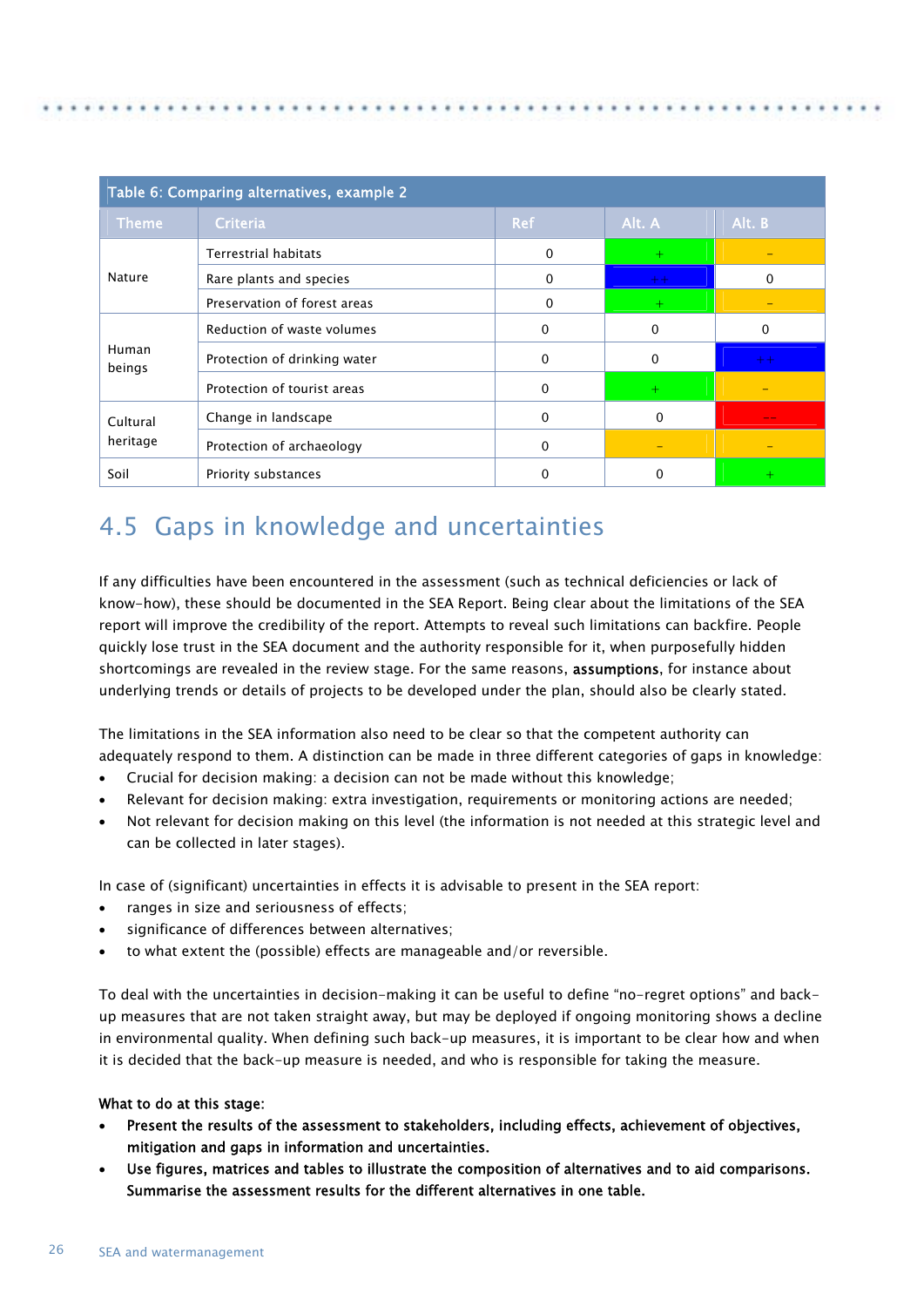Table 6: Comparing alternatives, example 2

| Theme | Criteria | Ref | Alt. A | Alt. B |
|---|---|---|---|---|
| Nature | Terrestrial habitats | 0 | + | - |
| | Rare plants and species | 0 | ++ | 0 |
| | Preservation of forest areas | 0 | + | - |
| Human beings | Reduction of waste volumes | 0 | 0 | 0 |
| | Protection of drinking water | 0 | 0 | ++ |
| | Protection of tourist areas | 0 | + | - |
| Cultural heritage | Change in landscape | 0 | 0 | -- |
| | Protection of archaeology | 0 | - | - |
| Soil | Priority substances | 0 | 0 | + |

## 4.5 Gaps in knowledge and uncertainties

If any difficulties have been encountered in the assessment (such as technical deficiencies or lack of know-how), these should be documented in the SEA Report. Being clear about the limitations of the SEA report will improve the credibility of the report. Attempts to reveal such limitations can backfire. People quickly lose trust in the SEA document and the authority responsible for it, when purposefully hidden shortcomings are revealed in the review stage. For the same reasons, **assumptions**, for instance about underlying trends or details of projects to be developed under the plan, should also be clearly stated.

The limitations in the SEA information also need to be clear so that the competent authority can adequately respond to them. A distinction can be made in three different categories of gaps in knowledge:

- Crucial for decision making: a decision can not be made without this knowledge;
- Relevant for decision making: extra investigation, requirements or monitoring actions are needed;
- Not relevant for decision making on this level (the information is not needed at this strategic level and can be collected in later stages).

In case of (significant) uncertainties in effects it is advisable to present in the SEA report:

- ranges in size and seriousness of effects;
- significance of differences between alternatives;
- to what extent the (possible) effects are manageable and/or reversible.

To deal with the uncertainties in decision-making it can be useful to define "no-regret options" and back-up measures that are not taken straight away, but may be deployed if ongoing monitoring shows a decline in environmental quality. When defining such back-up measures, it is important to be clear how and when it is decided that the back-up measure is needed, and who is responsible for taking the measure.

**What to do at this stage:**

- **Present the results of the assessment to stakeholders, including effects, achievement of objectives, mitigation and gaps in information and uncertainties.**
- **Use figures, matrices and tables to illustrate the composition of alternatives and to aid comparisons. Summarise the assessment results for the different alternatives in one table.**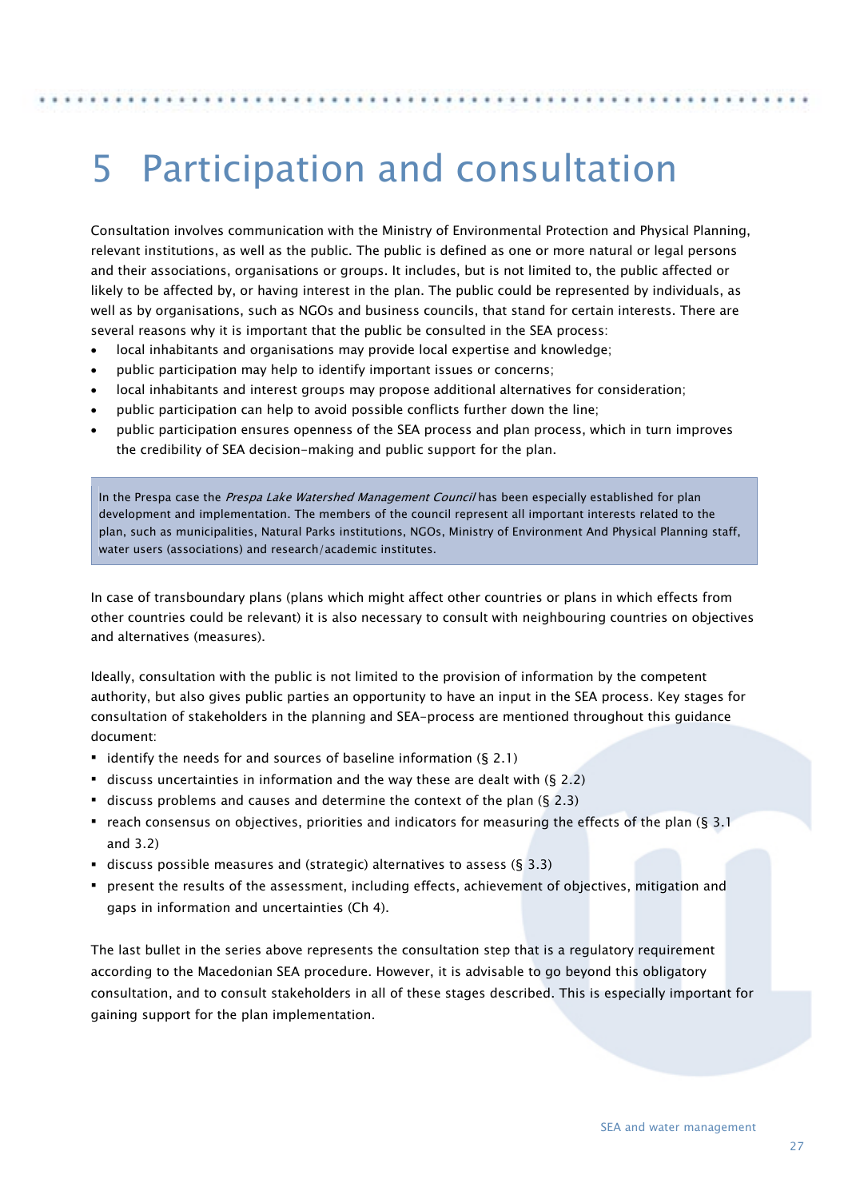# 5 Participation and consultation

Consultation involves communication with the Ministry of Environmental Protection and Physical Planning, relevant institutions, as well as the public. The public is defined as one or more natural or legal persons and their associations, organisations or groups. It includes, but is not limited to, the public affected or likely to be affected by, or having interest in the plan. The public could be represented by individuals, as well as by organisations, such as NGOs and business councils, that stand for certain interests. There are several reasons why it is important that the public be consulted in the SEA process:

- local inhabitants and organisations may provide local expertise and knowledge;
- public participation may help to identify important issues or concerns;
- local inhabitants and interest groups may propose additional alternatives for consideration;
- public participation can help to avoid possible conflicts further down the line;
- public participation ensures openness of the SEA process and plan process, which in turn improves the credibility of SEA decision-making and public support for the plan.

> In the Prespa case the *Prespa Lake Watershed Management Council* has been especially established for plan development and implementation. The members of the council represent all important interests related to the plan, such as municipalities, Natural Parks institutions, NGOs, Ministry of Environment And Physical Planning staff, water users (associations) and research/academic institutes.

In case of transboundary plans (plans which might affect other countries or plans in which effects from other countries could be relevant) it is also necessary to consult with neighbouring countries on objectives and alternatives (measures).

Ideally, consultation with the public is not limited to the provision of information by the competent authority, but also gives public parties an opportunity to have an input in the SEA process. Key stages for consultation of stakeholders in the planning and SEA-process are mentioned throughout this guidance document:

- identify the needs for and sources of baseline information (§ 2.1)
- discuss uncertainties in information and the way these are dealt with (§ 2.2)
- discuss problems and causes and determine the context of the plan (§ 2.3)
- reach consensus on objectives, priorities and indicators for measuring the effects of the plan (§ 3.1 and 3.2)
- discuss possible measures and (strategic) alternatives to assess (§ 3.3)
- present the results of the assessment, including effects, achievement of objectives, mitigation and gaps in information and uncertainties (Ch 4).

The last bullet in the series above represents the consultation step that is a regulatory requirement according to the Macedonian SEA procedure. However, it is advisable to go beyond this obligatory consultation, and to consult stakeholders in all of these stages described. This is especially important for gaining support for the plan implementation.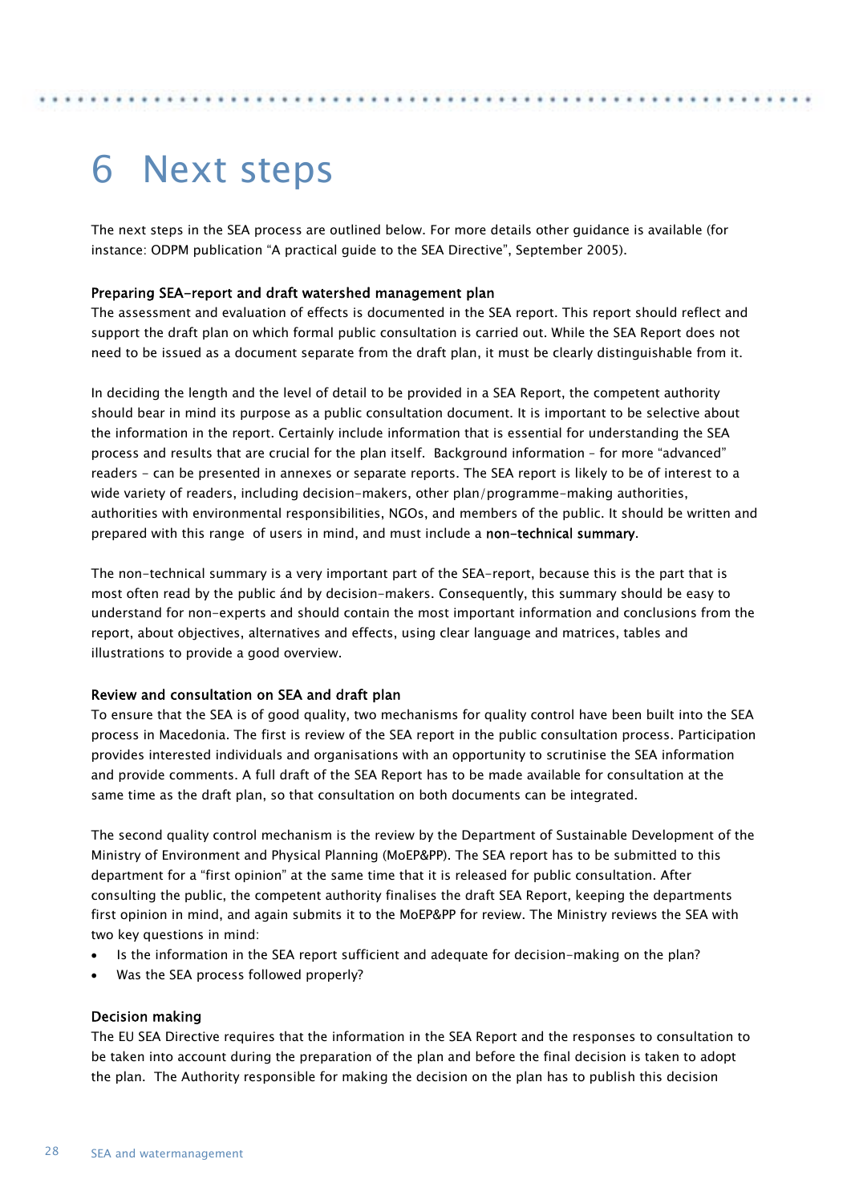# 6 Next steps

The next steps in the SEA process are outlined below. For more details other guidance is available (for instance: ODPM publication “A practical guide to the SEA Directive”, September 2005).

### Preparing SEA-report and draft watershed management plan

The assessment and evaluation of effects is documented in the SEA report. This report should reflect and support the draft plan on which formal public consultation is carried out. While the SEA Report does not need to be issued as a document separate from the draft plan, it must be clearly distinguishable from it.

In deciding the length and the level of detail to be provided in a SEA Report, the competent authority should bear in mind its purpose as a public consultation document. It is important to be selective about the information in the report. Certainly include information that is essential for understanding the SEA process and results that are crucial for the plan itself. Background information – for more “advanced” readers – can be presented in annexes or separate reports. The SEA report is likely to be of interest to a wide variety of readers, including decision-makers, other plan/programme-making authorities, authorities with environmental responsibilities, NGOs, and members of the public. It should be written and prepared with this range of users in mind, and must include a **non-technical summary**.

The non-technical summary is a very important part of the SEA-report, because this is the part that is most often read by the public ánd by decision-makers. Consequently, this summary should be easy to understand for non-experts and should contain the most important information and conclusions from the report, about objectives, alternatives and effects, using clear language and matrices, tables and illustrations to provide a good overview.

### Review and consultation on SEA and draft plan

To ensure that the SEA is of good quality, two mechanisms for quality control have been built into the SEA process in Macedonia. The first is review of the SEA report in the public consultation process. Participation provides interested individuals and organisations with an opportunity to scrutinise the SEA information and provide comments. A full draft of the SEA Report has to be made available for consultation at the same time as the draft plan, so that consultation on both documents can be integrated.

The second quality control mechanism is the review by the Department of Sustainable Development of the Ministry of Environment and Physical Planning (MoEP&PP). The SEA report has to be submitted to this department for a “first opinion” at the same time that it is released for public consultation. After consulting the public, the competent authority finalises the draft SEA Report, keeping the departments first opinion in mind, and again submits it to the MoEP&PP for review. The Ministry reviews the SEA with two key questions in mind:

- Is the information in the SEA report sufficient and adequate for decision-making on the plan?
- Was the SEA process followed properly?

### Decision making

The EU SEA Directive requires that the information in the SEA Report and the responses to consultation to be taken into account during the preparation of the plan and before the final decision is taken to adopt the plan. The Authority responsible for making the decision on the plan has to publish this decision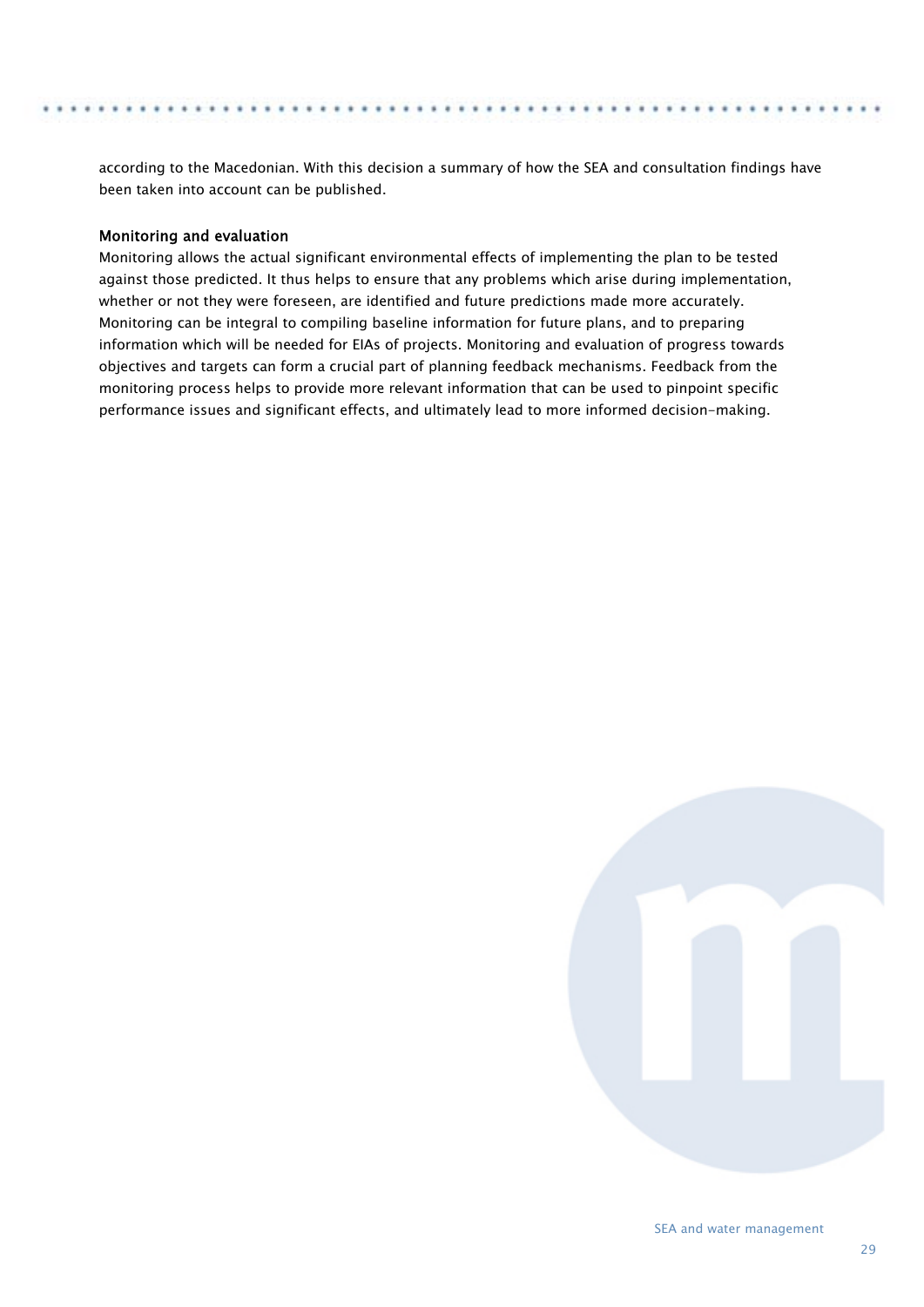according to the Macedonian. With this decision a summary of how the SEA and consultation findings have been taken into account can be published.

### Monitoring and evaluation

Monitoring allows the actual significant environmental effects of implementing the plan to be tested against those predicted. It thus helps to ensure that any problems which arise during implementation, whether or not they were foreseen, are identified and future predictions made more accurately. Monitoring can be integral to compiling baseline information for future plans, and to preparing information which will be needed for EIAs of projects. Monitoring and evaluation of progress towards objectives and targets can form a crucial part of planning feedback mechanisms. Feedback from the monitoring process helps to provide more relevant information that can be used to pinpoint specific performance issues and significant effects, and ultimately lead to more informed decision-making.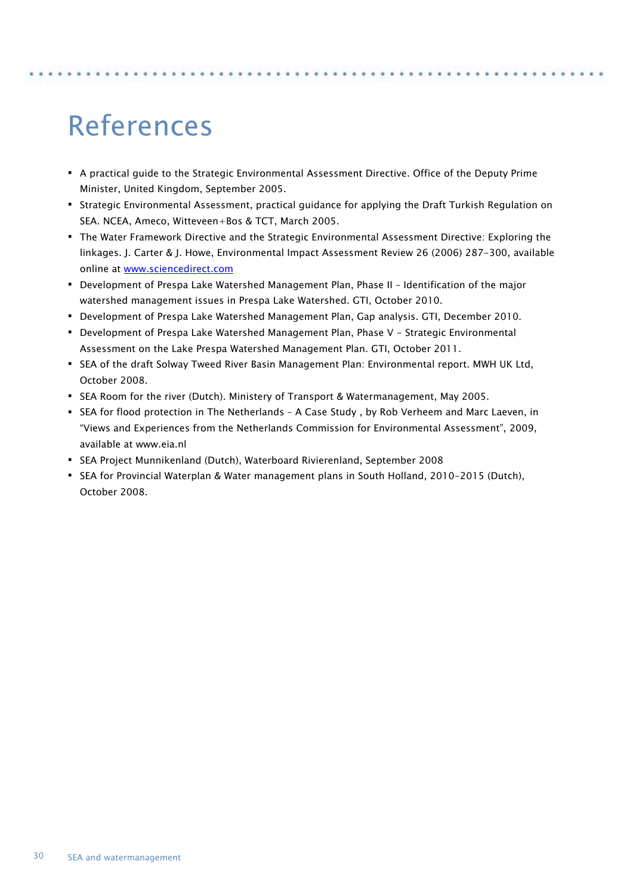# References

- A practical guide to the Strategic Environmental Assessment Directive. Office of the Deputy Prime Minister, United Kingdom, September 2005.
- Strategic Environmental Assessment, practical guidance for applying the Draft Turkish Regulation on SEA. NCEA, Ameco, Witteveen+Bos & TCT, March 2005.
- The Water Framework Directive and the Strategic Environmental Assessment Directive: Exploring the linkages. J. Carter & J. Howe, Environmental Impact Assessment Review 26 (2006) 287-300, available online at www.sciencedirect.com
- Development of Prespa Lake Watershed Management Plan, Phase II – Identification of the major watershed management issues in Prespa Lake Watershed. GTI, October 2010.
- Development of Prespa Lake Watershed Management Plan, Gap analysis. GTI, December 2010.
- Development of Prespa Lake Watershed Management Plan, Phase V - Strategic Environmental Assessment on the Lake Prespa Watershed Management Plan. GTI, October 2011.
- SEA of the draft Solway Tweed River Basin Management Plan: Environmental report. MWH UK Ltd, October 2008.
- SEA Room for the river (Dutch). Ministery of Transport & Watermanagement, May 2005.
- SEA for flood protection in The Netherlands – A Case Study , by Rob Verheem and Marc Laeven, in "Views and Experiences from the Netherlands Commission for Environmental Assessment", 2009, available at www.eia.nl
- SEA Project Munnikenland (Dutch), Waterboard Rivierenland, September 2008
- SEA for Provincial Waterplan & Water management plans in South Holland, 2010-2015 (Dutch), October 2008.